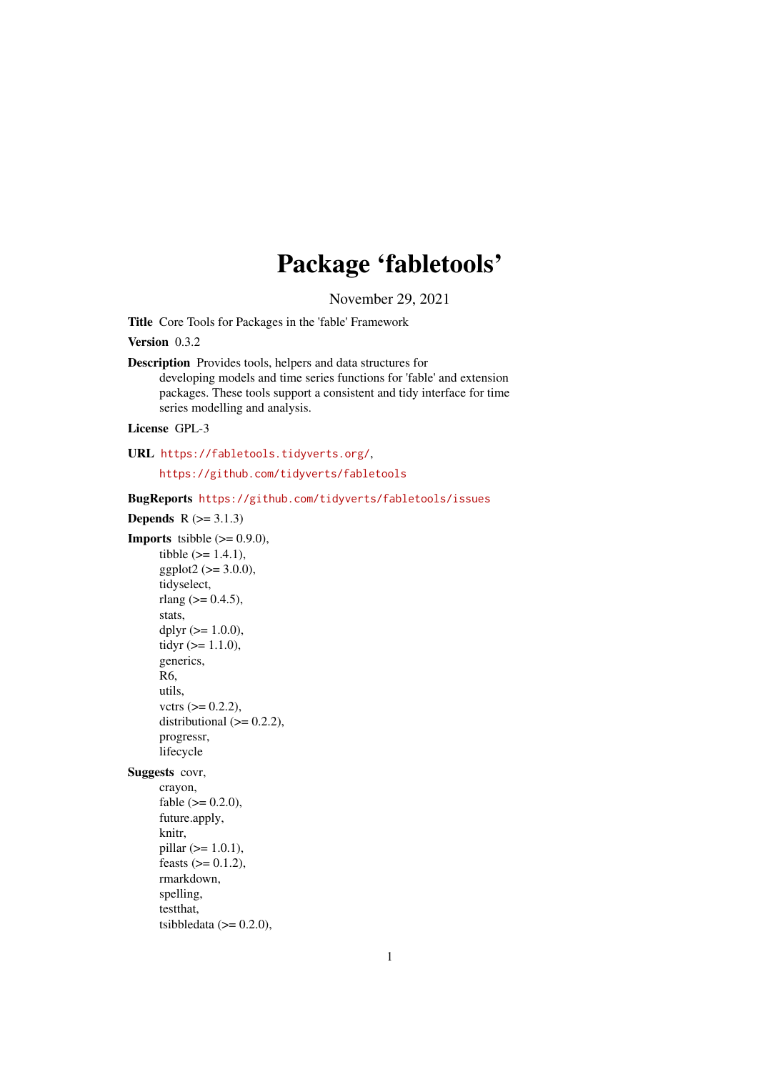# Package 'fabletools'

November 29, 2021

**Title** Core Tools for Packages in the 'fable' Framework

**Version** 0.3.2

**Description** Provides tools, helpers and data structures for
developing models and time series functions for 'fable' and extension
packages. These tools support a consistent and tidy interface for time
series modelling and analysis.

**License** GPL-3

**URL** https://fabletools.tidyverts.org/,
https://github.com/tidyverts/fabletools

**BugReports** https://github.com/tidyverts/fabletools/issues

**Depends** R (>= 3.1.3)

**Imports** tsibble (>= 0.9.0),
tibble (>= 1.4.1),
ggplot2 (>= 3.0.0),
tidyselect,
rlang (>= 0.4.5),
stats,
dplyr (>= 1.0.0),
tidyr (>= 1.1.0),
generics,
R6,
utils,
vctrs (>= 0.2.2),
distributional (>= 0.2.2),
progressr,
lifecycle

**Suggests** covr,
crayon,
fable (>= 0.2.0),
future.apply,
knitr,
pillar (>= 1.0.1),
feasts (>= 0.1.2),
rmarkdown,
spelling,
testthat,
tsibbledata (>= 0.2.0),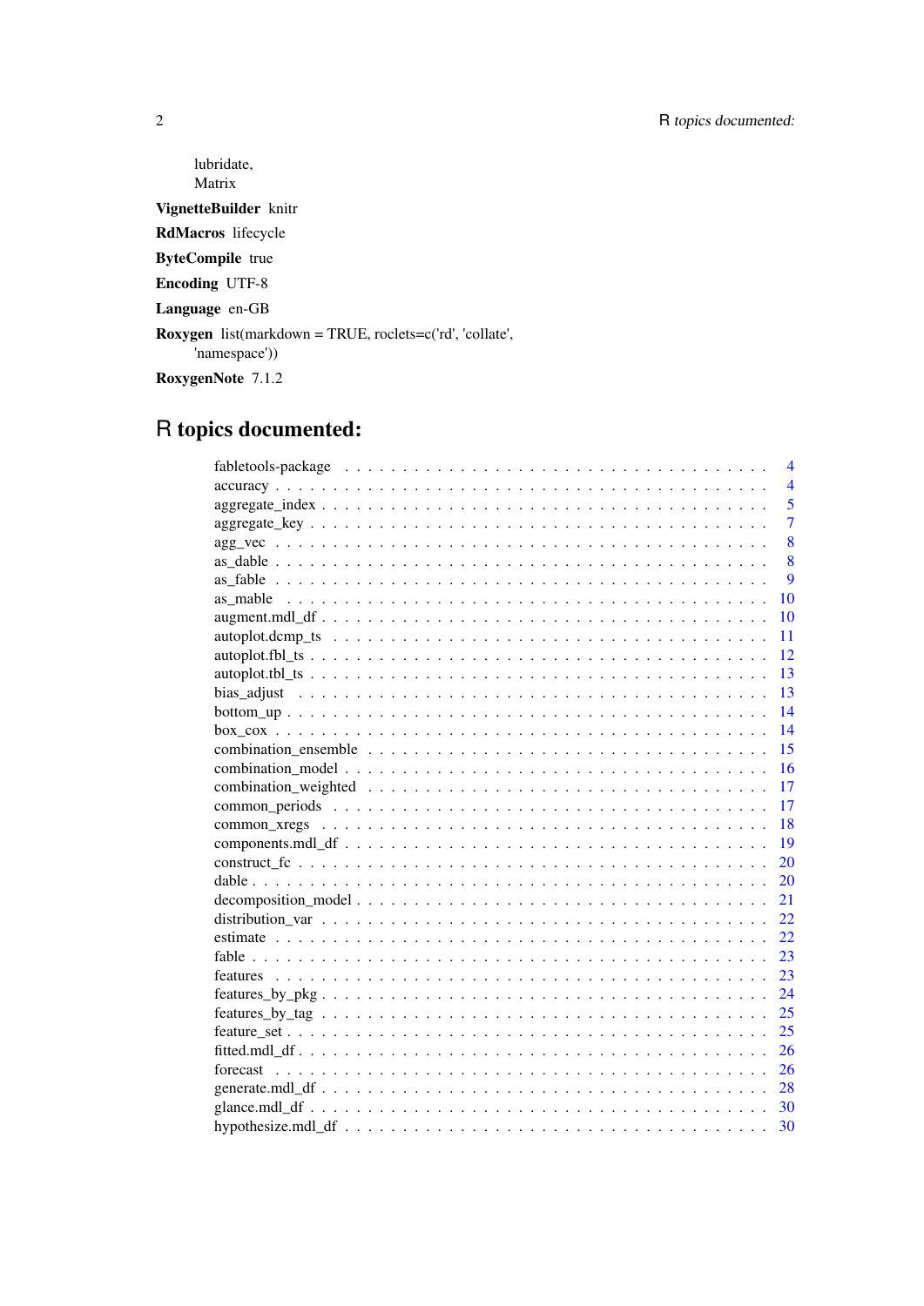lubridate,
Matrix

**VignetteBuilder** knitr

**RdMacros** lifecycle

**ByteCompile** true

**Encoding** UTF-8

**Language** en-GB

**Roxygen** list(markdown = TRUE, roclets=c('rd', 'collate', 'namespace'))

**RoxygenNote** 7.1.2

# R topics documented:

| | |
|---|---|
| fabletools-package | 4 |
| accuracy | 4 |
| aggregate_index | 5 |
| aggregate_key | 7 |
| agg_vec | 8 |
| as_dable | 8 |
| as_fable | 9 |
| as_mable | 10 |
| augment.mdl_df | 10 |
| autoplot.dcmp_ts | 11 |
| autoplot.fbl_ts | 12 |
| autoplot.tbl_ts | 13 |
| bias_adjust | 13 |
| bottom_up | 14 |
| box_cox | 14 |
| combination_ensemble | 15 |
| combination_model | 16 |
| combination_weighted | 17 |
| common_periods | 17 |
| common_xregs | 18 |
| components.mdl_df | 19 |
| construct_fc | 20 |
| dable | 20 |
| decomposition_model | 21 |
| distribution_var | 22 |
| estimate | 22 |
| fable | 23 |
| features | 23 |
| features_by_pkg | 24 |
| features_by_tag | 25 |
| feature_set | 25 |
| fitted.mdl_df | 26 |
| forecast | 26 |
| generate.mdl_df | 28 |
| glance.mdl_df | 30 |
| hypothesize.mdl_df | 30 |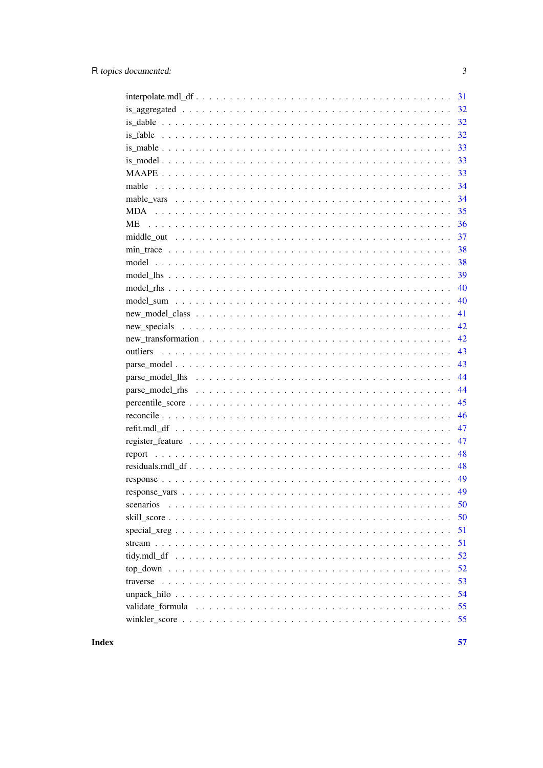interpolate.mdl_df . . . . . . . . . . . . . . . . . . . . . . . . . . . . . . . . . . . 31
is_aggregated . . . . . . . . . . . . . . . . . . . . . . . . . . . . . . . . . . . . . 32
is_dable . . . . . . . . . . . . . . . . . . . . . . . . . . . . . . . . . . . . . . . . 32
is_fable . . . . . . . . . . . . . . . . . . . . . . . . . . . . . . . . . . . . . . . . 32
is_mable . . . . . . . . . . . . . . . . . . . . . . . . . . . . . . . . . . . . . . . . 33
is_model . . . . . . . . . . . . . . . . . . . . . . . . . . . . . . . . . . . . . . . . 33
MAAPE . . . . . . . . . . . . . . . . . . . . . . . . . . . . . . . . . . . . . . . . . 33
mable . . . . . . . . . . . . . . . . . . . . . . . . . . . . . . . . . . . . . . . . . 34
mable_vars . . . . . . . . . . . . . . . . . . . . . . . . . . . . . . . . . . . . . . . 34
MDA . . . . . . . . . . . . . . . . . . . . . . . . . . . . . . . . . . . . . . . . . . 35
ME . . . . . . . . . . . . . . . . . . . . . . . . . . . . . . . . . . . . . . . . . . . 36
middle_out . . . . . . . . . . . . . . . . . . . . . . . . . . . . . . . . . . . . . . . 37
min_trace . . . . . . . . . . . . . . . . . . . . . . . . . . . . . . . . . . . . . . . 38
model . . . . . . . . . . . . . . . . . . . . . . . . . . . . . . . . . . . . . . . . . 38
model_lhs . . . . . . . . . . . . . . . . . . . . . . . . . . . . . . . . . . . . . . . 39
model_rhs . . . . . . . . . . . . . . . . . . . . . . . . . . . . . . . . . . . . . . . 40
model_sum . . . . . . . . . . . . . . . . . . . . . . . . . . . . . . . . . . . . . . . 40
new_model_class . . . . . . . . . . . . . . . . . . . . . . . . . . . . . . . . . . . . 41
new_specials . . . . . . . . . . . . . . . . . . . . . . . . . . . . . . . . . . . . . . 42
new_transformation . . . . . . . . . . . . . . . . . . . . . . . . . . . . . . . . . . . 42
outliers . . . . . . . . . . . . . . . . . . . . . . . . . . . . . . . . . . . . . . . . 43
parse_model . . . . . . . . . . . . . . . . . . . . . . . . . . . . . . . . . . . . . . 43
parse_model_lhs . . . . . . . . . . . . . . . . . . . . . . . . . . . . . . . . . . . . 44
parse_model_rhs . . . . . . . . . . . . . . . . . . . . . . . . . . . . . . . . . . . . 44
percentile_score . . . . . . . . . . . . . . . . . . . . . . . . . . . . . . . . . . . . 45
reconcile . . . . . . . . . . . . . . . . . . . . . . . . . . . . . . . . . . . . . . . 46
refit.mdl_df . . . . . . . . . . . . . . . . . . . . . . . . . . . . . . . . . . . . . . 47
register_feature . . . . . . . . . . . . . . . . . . . . . . . . . . . . . . . . . . . . 47
report . . . . . . . . . . . . . . . . . . . . . . . . . . . . . . . . . . . . . . . . . 48
residuals.mdl_df . . . . . . . . . . . . . . . . . . . . . . . . . . . . . . . . . . . . 48
response . . . . . . . . . . . . . . . . . . . . . . . . . . . . . . . . . . . . . . . . 49
response_vars . . . . . . . . . . . . . . . . . . . . . . . . . . . . . . . . . . . . . 49
scenarios . . . . . . . . . . . . . . . . . . . . . . . . . . . . . . . . . . . . . . . 50
skill_score . . . . . . . . . . . . . . . . . . . . . . . . . . . . . . . . . . . . . . . 50
special_xreg . . . . . . . . . . . . . . . . . . . . . . . . . . . . . . . . . . . . . . 51
stream . . . . . . . . . . . . . . . . . . . . . . . . . . . . . . . . . . . . . . . . . 51
tidy.mdl_df . . . . . . . . . . . . . . . . . . . . . . . . . . . . . . . . . . . . . . . 52
top_down . . . . . . . . . . . . . . . . . . . . . . . . . . . . . . . . . . . . . . . . 52
traverse . . . . . . . . . . . . . . . . . . . . . . . . . . . . . . . . . . . . . . . . 53
unpack_hilo . . . . . . . . . . . . . . . . . . . . . . . . . . . . . . . . . . . . . . . 54
validate_formula . . . . . . . . . . . . . . . . . . . . . . . . . . . . . . . . . . . . 55
winkler_score . . . . . . . . . . . . . . . . . . . . . . . . . . . . . . . . . . . . . . 55

**Index** **57**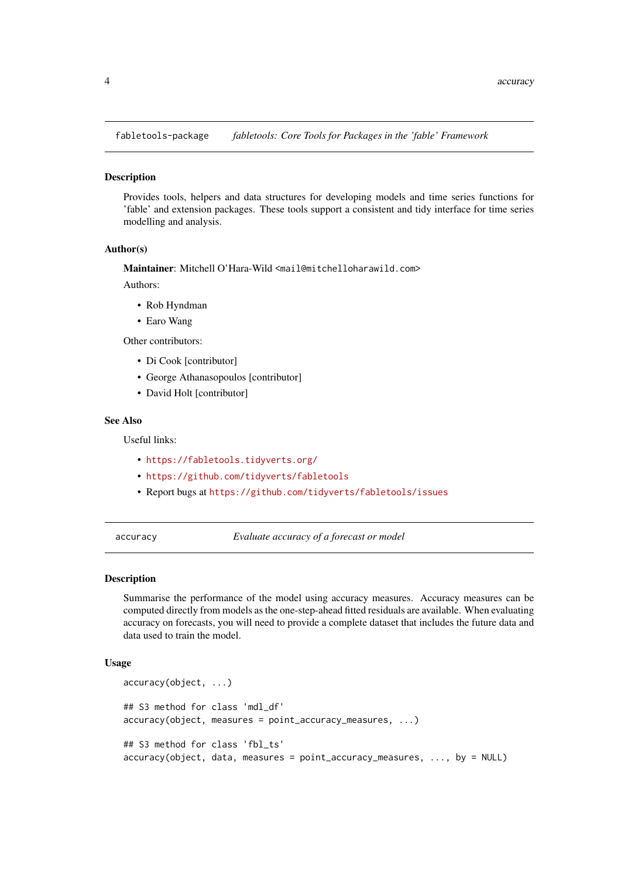## fabletools-package — *fabletools: Core Tools for Packages in the 'fable' Framework*

### Description

Provides tools, helpers and data structures for developing models and time series functions for 'fable' and extension packages. These tools support a consistent and tidy interface for time series modelling and analysis.

### Author(s)

**Maintainer**: Mitchell O'Hara-Wild <mail@mitchelloharawild.com>

Authors:

- Rob Hyndman
- Earo Wang

Other contributors:

- Di Cook [contributor]
- George Athanasopoulos [contributor]
- David Holt [contributor]

### See Also

Useful links:

- https://fabletools.tidyverts.org/
- https://github.com/tidyverts/fabletools
- Report bugs at https://github.com/tidyverts/fabletools/issues

## accuracy — *Evaluate accuracy of a forecast or model*

### Description

Summarise the performance of the model using accuracy measures. Accuracy measures can be computed directly from models as the one-step-ahead fitted residuals are available. When evaluating accuracy on forecasts, you will need to provide a complete dataset that includes the future data and data used to train the model.

### Usage

```
accuracy(object, ...)

## S3 method for class 'mdl_df'
accuracy(object, measures = point_accuracy_measures, ...)

## S3 method for class 'fbl_ts'
accuracy(object, data, measures = point_accuracy_measures, ..., by = NULL)
```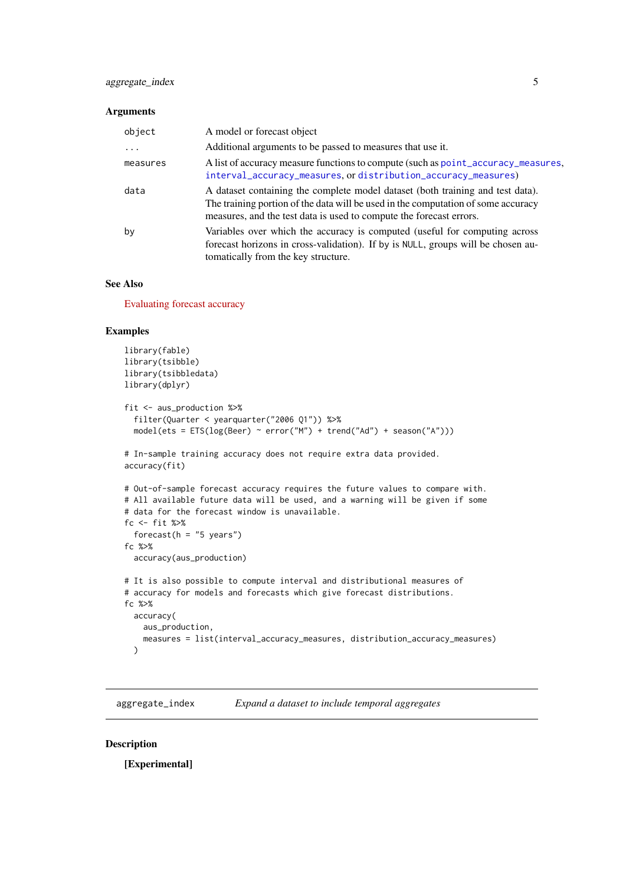### Arguments

| | |
|---|---|
| object | A model or forecast object |
| ... | Additional arguments to be passed to measures that use it. |
| measures | A list of accuracy measure functions to compute (such as point_accuracy_measures, interval_accuracy_measures, or distribution_accuracy_measures) |
| data | A dataset containing the complete model dataset (both training and test data). The training portion of the data will be used in the computation of some accuracy measures, and the test data is used to compute the forecast errors. |
| by | Variables over which the accuracy is computed (useful for computing across forecast horizons in cross-validation). If by is NULL, groups will be chosen automatically from the key structure. |

### See Also

Evaluating forecast accuracy

### Examples

```
library(fable)
library(tsibble)
library(tsibbledata)
library(dplyr)

fit <- aus_production %>%
  filter(Quarter < yearquarter("2006 Q1")) %>%
  model(ets = ETS(log(Beer) ~ error("M") + trend("Ad") + season("A")))

# In-sample training accuracy does not require extra data provided.
accuracy(fit)

# Out-of-sample forecast accuracy requires the future values to compare with.
# All available future data will be used, and a warning will be given if some
# data for the forecast window is unavailable.
fc <- fit %>%
  forecast(h = "5 years")
fc %>%
  accuracy(aus_production)

# It is also possible to compute interval and distributional measures of
# accuracy for models and forecasts which give forecast distributions.
fc %>%
  accuracy(
    aus_production,
    measures = list(interval_accuracy_measures, distribution_accuracy_measures)
  )
```

---

## aggregate_index — *Expand a dataset to include temporal aggregates*

### Description

**[Experimental]**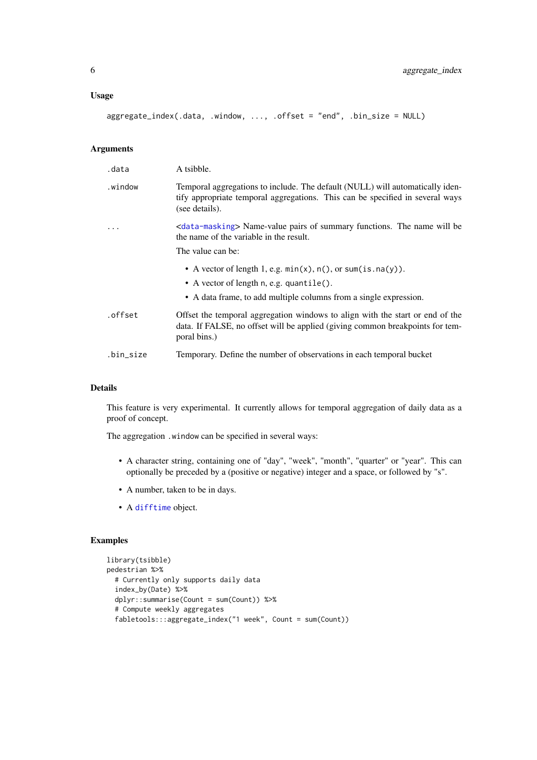## Usage

```
aggregate_index(.data, .window, ..., .offset = "end", .bin_size = NULL)
```

## Arguments

| | |
|---|---|
| `.data` | A tsibble. |
| `.window` | Temporal aggregations to include. The default (NULL) will automatically identify appropriate temporal aggregations. This can be specified in several ways (see details). |
| `...` | <data-masking> Name-value pairs of summary functions. The name will be the name of the variable in the result.<br><br>The value can be:<br>• A vector of length 1, e.g. `min(x)`, `n()`, or `sum(is.na(y))`.<br>• A vector of length `n`, e.g. `quantile()`.<br>• A data frame, to add multiple columns from a single expression. |
| `.offset` | Offset the temporal aggregation windows to align with the start or end of the data. If FALSE, no offset will be applied (giving common breakpoints for temporal bins.) |
| `.bin_size` | Temporary. Define the number of observations in each temporal bucket |

## Details

This feature is very experimental. It currently allows for temporal aggregation of daily data as a proof of concept.

The aggregation `.window` can be specified in several ways:

- A character string, containing one of "day", "week", "month", "quarter" or "year". This can optionally be preceded by a (positive or negative) integer and a space, or followed by "s".
- A number, taken to be in days.
- A `difftime` object.

## Examples

```
library(tsibble)
pedestrian %>%
  # Currently only supports daily data
  index_by(Date) %>%
  dplyr::summarise(Count = sum(Count)) %>%
  # Compute weekly aggregates
  fabletools:::aggregate_index("1 week", Count = sum(Count))
```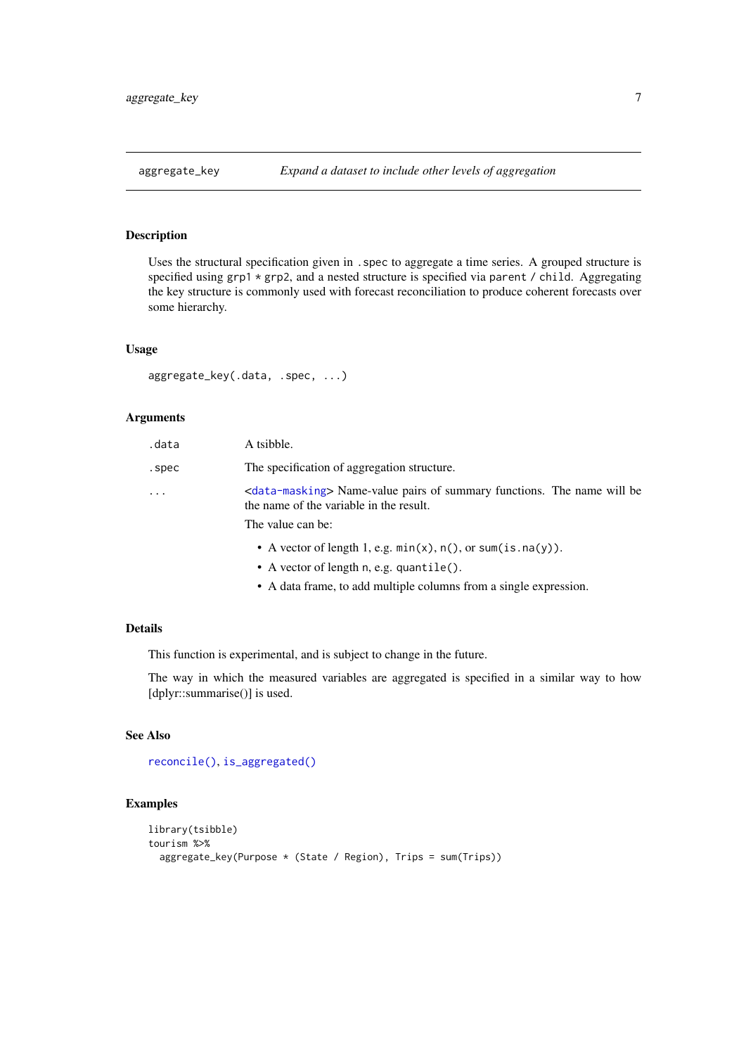## aggregate_key — *Expand a dataset to include other levels of aggregation*

### Description

Uses the structural specification given in `.spec` to aggregate a time series. A grouped structure is specified using `grp1 * grp2`, and a nested structure is specified via `parent / child`. Aggregating the key structure is commonly used with forecast reconciliation to produce coherent forecasts over some hierarchy.

### Usage

```
aggregate_key(.data, .spec, ...)
```

### Arguments

| | |
|---|---|
| `.data` | A tsibble. |
| `.spec` | The specification of aggregation structure. |
| `...` | <data-masking> Name-value pairs of summary functions. The name will be the name of the variable in the result.<br><br>The value can be:<br>• A vector of length 1, e.g. `min(x)`, `n()`, or `sum(is.na(y))`.<br>• A vector of length `n`, e.g. `quantile()`.<br>• A data frame, to add multiple columns from a single expression. |

### Details

This function is experimental, and is subject to change in the future.

The way in which the measured variables are aggregated is specified in a similar way to how [dplyr::summarise()] is used.

### See Also

`reconcile()`, `is_aggregated()`

### Examples

```
library(tsibble)
tourism %>%
  aggregate_key(Purpose * (State / Region), Trips = sum(Trips))
```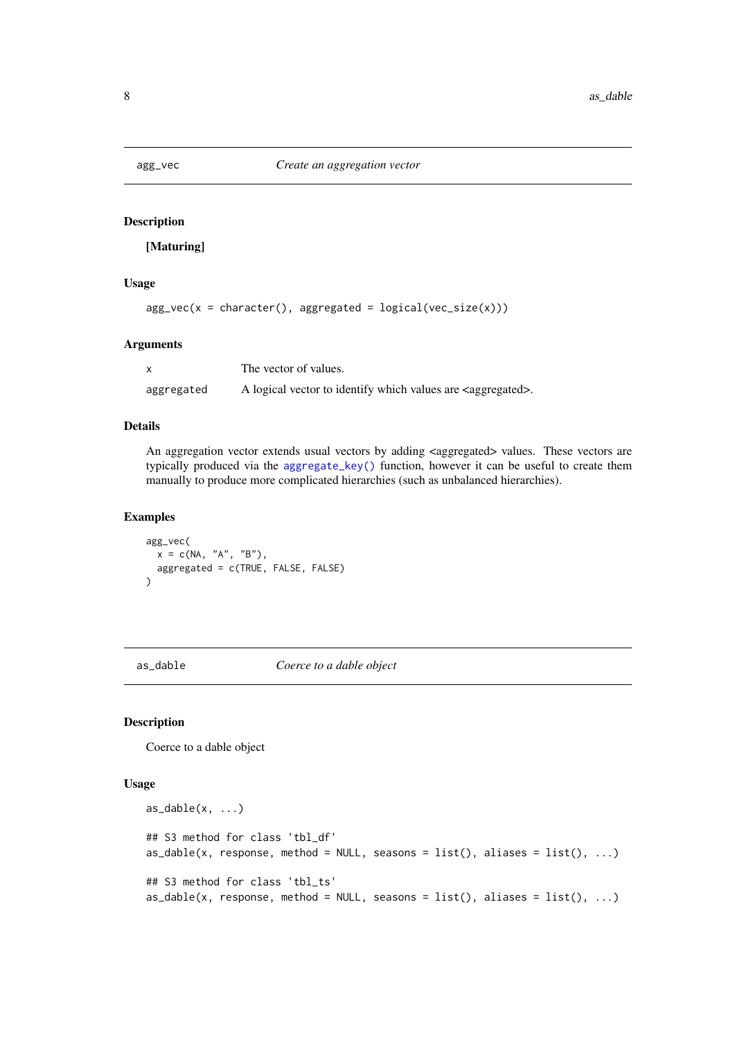## agg_vec — *Create an aggregation vector*

### Description

**[Maturing]**

### Usage

```
agg_vec(x = character(), aggregated = logical(vec_size(x)))
```

### Arguments

| | |
|---|---|
| `x` | The vector of values. |
| `aggregated` | A logical vector to identify which values are <aggregated>. |

### Details

An aggregation vector extends usual vectors by adding <aggregated> values. These vectors are typically produced via the `aggregate_key()` function, however it can be useful to create them manually to produce more complicated hierarchies (such as unbalanced hierarchies).

### Examples

```
agg_vec(
  x = c(NA, "A", "B"),
  aggregated = c(TRUE, FALSE, FALSE)
)
```

## as_dable — *Coerce to a dable object*

### Description

Coerce to a dable object

### Usage

```
as_dable(x, ...)

## S3 method for class 'tbl_df'
as_dable(x, response, method = NULL, seasons = list(), aliases = list(), ...)

## S3 method for class 'tbl_ts'
as_dable(x, response, method = NULL, seasons = list(), aliases = list(), ...)
```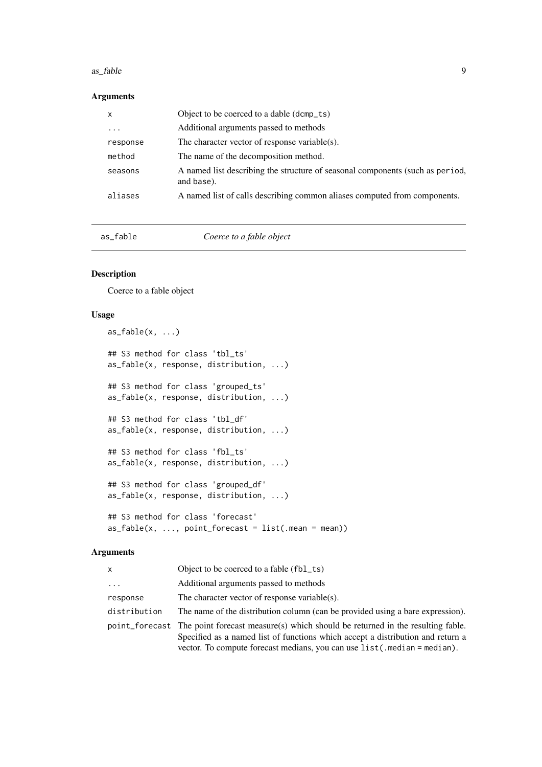### Arguments

| | |
|---|---|
| x | Object to be coerced to a dable (dcmp_ts) |
| ... | Additional arguments passed to methods |
| response | The character vector of response variable(s). |
| method | The name of the decomposition method. |
| seasons | A named list describing the structure of seasonal components (such as period, and base). |
| aliases | A named list of calls describing common aliases computed from components. |

---

## as_fable — *Coerce to a fable object*

### Description

Coerce to a fable object

### Usage

```
as_fable(x, ...)

## S3 method for class 'tbl_ts'
as_fable(x, response, distribution, ...)

## S3 method for class 'grouped_ts'
as_fable(x, response, distribution, ...)

## S3 method for class 'tbl_df'
as_fable(x, response, distribution, ...)

## S3 method for class 'fbl_ts'
as_fable(x, response, distribution, ...)

## S3 method for class 'grouped_df'
as_fable(x, response, distribution, ...)

## S3 method for class 'forecast'
as_fable(x, ..., point_forecast = list(.mean = mean))
```

### Arguments

| | |
|---|---|
| x | Object to be coerced to a fable (fbl_ts) |
| ... | Additional arguments passed to methods |
| response | The character vector of response variable(s). |
| distribution | The name of the distribution column (can be provided using a bare expression). |
| point_forecast | The point forecast measure(s) which should be returned in the resulting fable. Specified as a named list of functions which accept a distribution and return a vector. To compute forecast medians, you can use `list(.median = median)`. |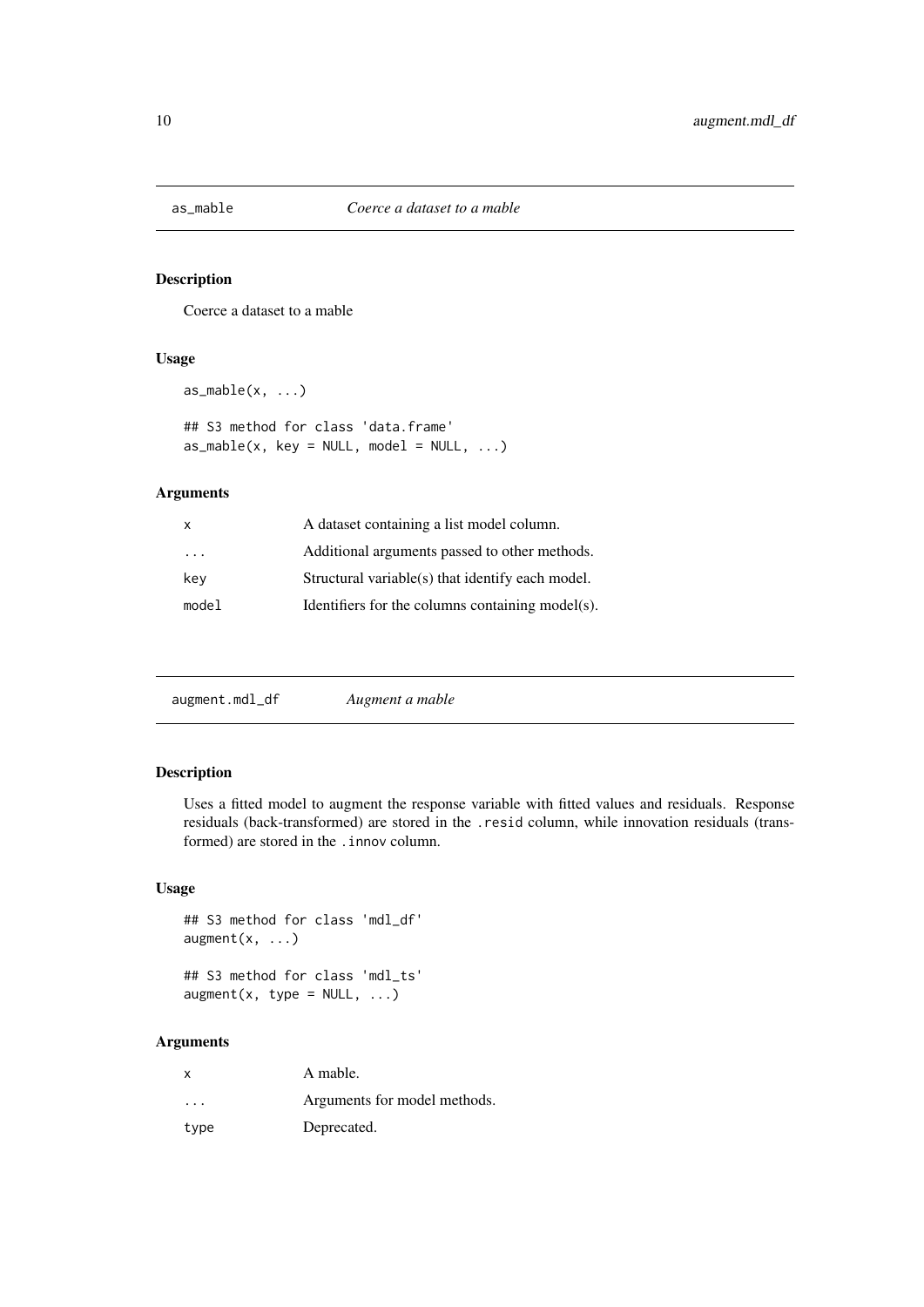## as_mable — *Coerce a dataset to a mable*

### Description

Coerce a dataset to a mable

### Usage

```
as_mable(x, ...)

## S3 method for class 'data.frame'
as_mable(x, key = NULL, model = NULL, ...)
```

### Arguments

| | |
|---|---|
| x | A dataset containing a list model column. |
| ... | Additional arguments passed to other methods. |
| key | Structural variable(s) that identify each model. |
| model | Identifiers for the columns containing model(s). |

## augment.mdl_df — *Augment a mable*

### Description

Uses a fitted model to augment the response variable with fitted values and residuals. Response residuals (back-transformed) are stored in the `.resid` column, while innovation residuals (transformed) are stored in the `.innov` column.

### Usage

```
## S3 method for class 'mdl_df'
augment(x, ...)

## S3 method for class 'mdl_ts'
augment(x, type = NULL, ...)
```

### Arguments

| | |
|---|---|
| x | A mable. |
| ... | Arguments for model methods. |
| type | Deprecated. |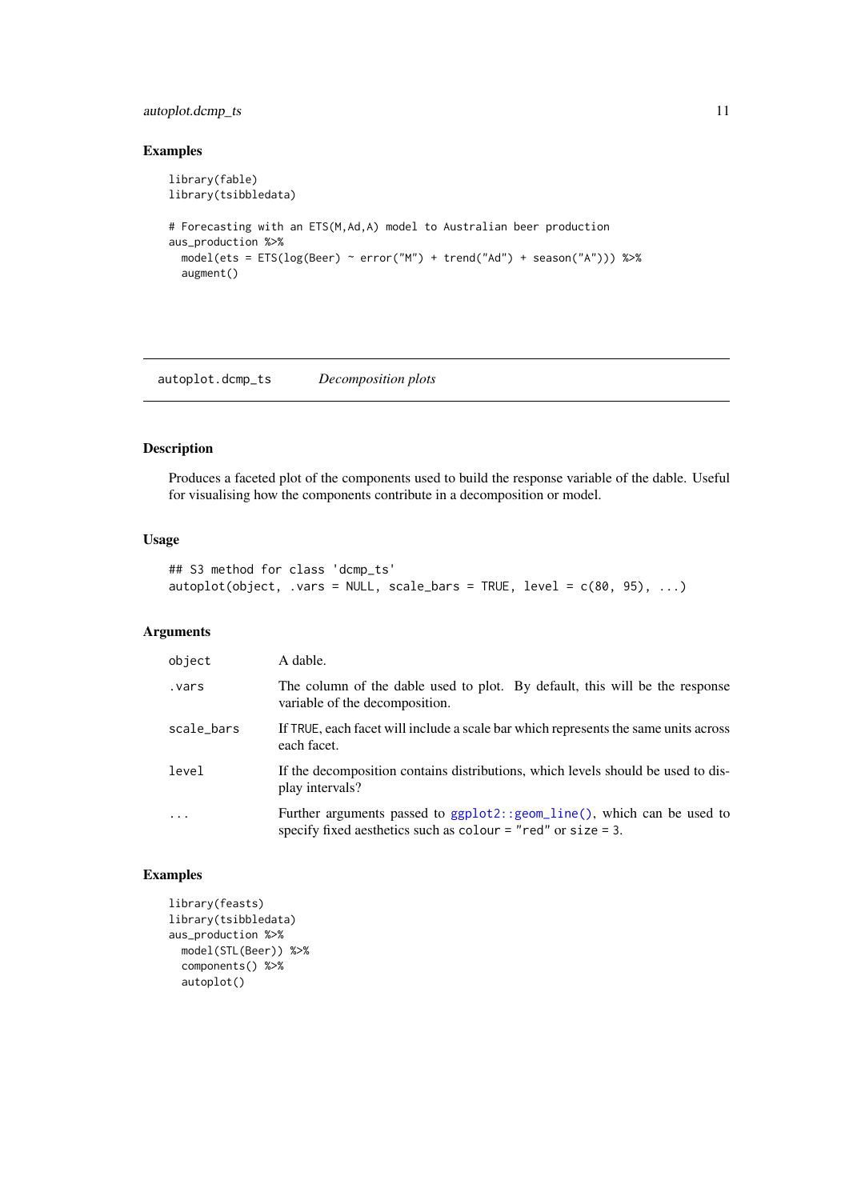## Examples

```
library(fable)
library(tsibbledata)

# Forecasting with an ETS(M,Ad,A) model to Australian beer production
aus_production %>%
  model(ets = ETS(log(Beer) ~ error("M") + trend("Ad") + season("A"))) %>%
  augment()
```

---

## autoplot.dcmp_ts — *Decomposition plots*

### Description

Produces a faceted plot of the components used to build the response variable of the dable. Useful for visualising how the components contribute in a decomposition or model.

### Usage

```
## S3 method for class 'dcmp_ts'
autoplot(object, .vars = NULL, scale_bars = TRUE, level = c(80, 95), ...)
```

### Arguments

| | |
|---|---|
| `object` | A dable. |
| `.vars` | The column of the dable used to plot. By default, this will be the response variable of the decomposition. |
| `scale_bars` | If `TRUE`, each facet will include a scale bar which represents the same units across each facet. |
| `level` | If the decomposition contains distributions, which levels should be used to display intervals? |
| `...` | Further arguments passed to `ggplot2::geom_line()`, which can be used to specify fixed aesthetics such as `colour = "red"` or `size = 3`. |

### Examples

```
library(feasts)
library(tsibbledata)
aus_production %>%
  model(STL(Beer)) %>%
  components() %>%
  autoplot()
```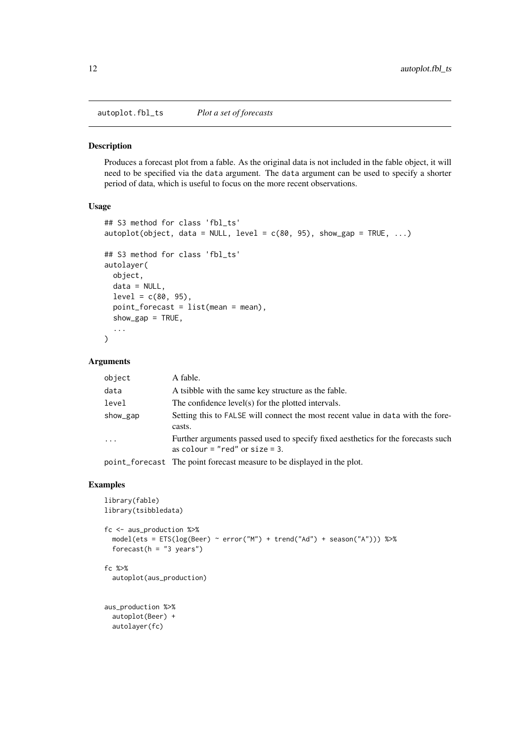## autoplot.fbl_ts — *Plot a set of forecasts*

### Description

Produces a forecast plot from a fable. As the original data is not included in the fable object, it will need to be specified via the `data` argument. The `data` argument can be used to specify a shorter period of data, which is useful to focus on the more recent observations.

### Usage

```
## S3 method for class 'fbl_ts'
autoplot(object, data = NULL, level = c(80, 95), show_gap = TRUE, ...)

## S3 method for class 'fbl_ts'
autolayer(
  object,
  data = NULL,
  level = c(80, 95),
  point_forecast = list(mean = mean),
  show_gap = TRUE,
  ...
)
```

### Arguments

| | |
|---|---|
| `object` | A fable. |
| `data` | A tsibble with the same key structure as the fable. |
| `level` | The confidence level(s) for the plotted intervals. |
| `show_gap` | Setting this to `FALSE` will connect the most recent value in `data` with the forecasts. |
| `...` | Further arguments passed used to specify fixed aesthetics for the forecasts such as `colour = "red"` or `size = 3`. |
| `point_forecast` | The point forecast measure to be displayed in the plot. |

### Examples

```
library(fable)
library(tsibbledata)

fc <- aus_production %>%
  model(ets = ETS(log(Beer) ~ error("M") + trend("Ad") + season("A"))) %>%
  forecast(h = "3 years")

fc %>%
  autoplot(aus_production)


aus_production %>%
  autoplot(Beer) +
  autolayer(fc)
```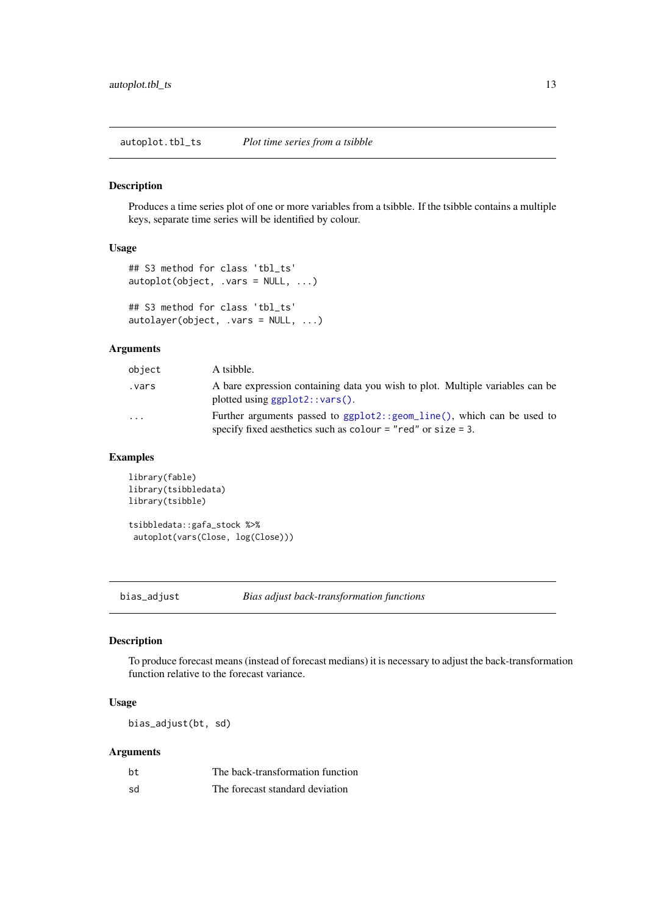## autoplot.tbl_ts — *Plot time series from a tsibble*

### Description

Produces a time series plot of one or more variables from a tsibble. If the tsibble contains a multiple keys, separate time series will be identified by colour.

### Usage

```
## S3 method for class 'tbl_ts'
autoplot(object, .vars = NULL, ...)

## S3 method for class 'tbl_ts'
autolayer(object, .vars = NULL, ...)
```

### Arguments

| | |
|---|---|
| `object` | A tsibble. |
| `.vars` | A bare expression containing data you wish to plot. Multiple variables can be plotted using `ggplot2::vars()`. |
| `...` | Further arguments passed to `ggplot2::geom_line()`, which can be used to specify fixed aesthetics such as `colour = "red"` or `size = 3`. |

### Examples

```
library(fable)
library(tsibbledata)
library(tsibble)

tsibbledata::gafa_stock %>%
 autoplot(vars(Close, log(Close)))
```

## bias_adjust — *Bias adjust back-transformation functions*

### Description

To produce forecast means (instead of forecast medians) it is necessary to adjust the back-transformation function relative to the forecast variance.

### Usage

```
bias_adjust(bt, sd)
```

### Arguments

| | |
|---|---|
| `bt` | The back-transformation function |
| `sd` | The forecast standard deviation |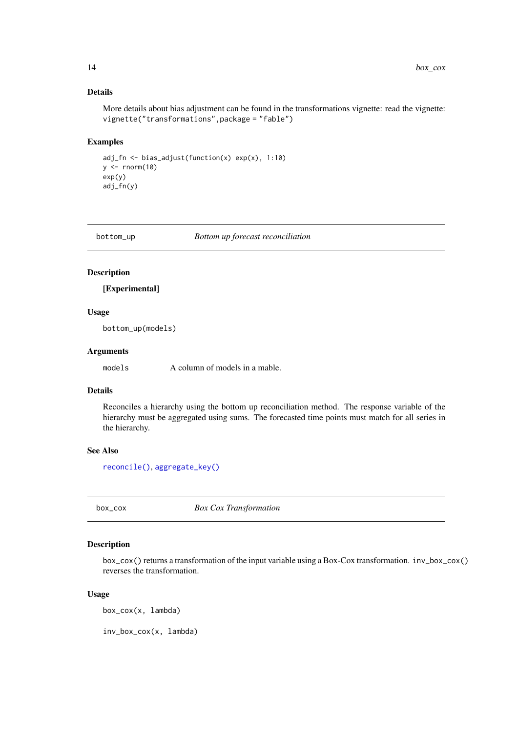### Details

More details about bias adjustment can be found in the transformations vignette: read the vignette: `vignette("transformations",package = "fable")`

### Examples

```
adj_fn <- bias_adjust(function(x) exp(x), 1:10)
y <- rnorm(10)
exp(y)
adj_fn(y)
```

---

## bottom_up — *Bottom up forecast reconciliation*

---

### Description

**[Experimental]**

### Usage

```
bottom_up(models)
```

### Arguments

| | |
|---|---|
| `models` | A column of models in a mable. |

### Details

Reconciles a hierarchy using the bottom up reconciliation method. The response variable of the hierarchy must be aggregated using sums. The forecasted time points must match for all series in the hierarchy.

### See Also

`reconcile()`, `aggregate_key()`

---

## box_cox — *Box Cox Transformation*

---

### Description

`box_cox()` returns a transformation of the input variable using a Box-Cox transformation. `inv_box_cox()` reverses the transformation.

### Usage

```
box_cox(x, lambda)

inv_box_cox(x, lambda)
```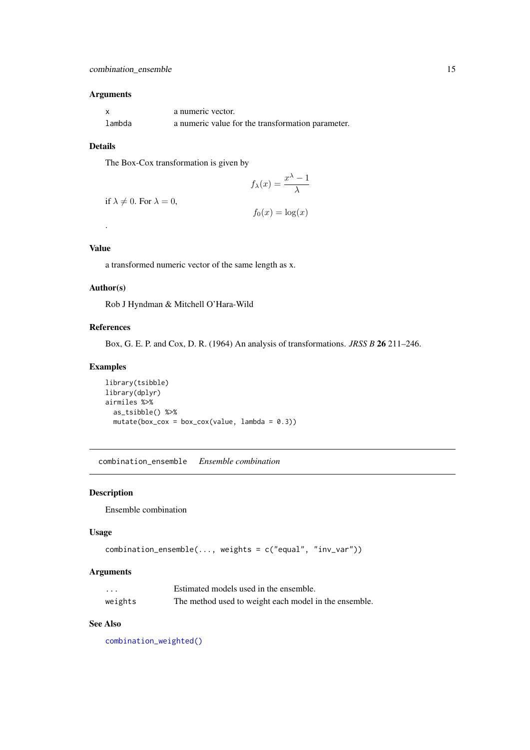### Arguments

| | |
|---|---|
| `x` | a numeric vector. |
| `lambda` | a numeric value for the transformation parameter. |

### Details

The Box-Cox transformation is given by

$$f_\lambda(x) = \frac{x^\lambda - 1}{\lambda}$$

if $\lambda \neq 0$. For $\lambda = 0$,

$$f_0(x) = \log(x)$$

.

### Value

a transformed numeric vector of the same length as x.

### Author(s)

Rob J Hyndman & Mitchell O'Hara-Wild

### References

Box, G. E. P. and Cox, D. R. (1964) An analysis of transformations. *JRSS B* **26** 211–246.

### Examples

```
library(tsibble)
library(dplyr)
airmiles %>%
  as_tsibble() %>%
  mutate(box_cox = box_cox(value, lambda = 0.3))
```

---

## `combination_ensemble` *Ensemble combination*

### Description

Ensemble combination

### Usage

```
combination_ensemble(..., weights = c("equal", "inv_var"))
```

### Arguments

| | |
|---|---|
| `...` | Estimated models used in the ensemble. |
| `weights` | The method used to weight each model in the ensemble. |

### See Also

`combination_weighted()`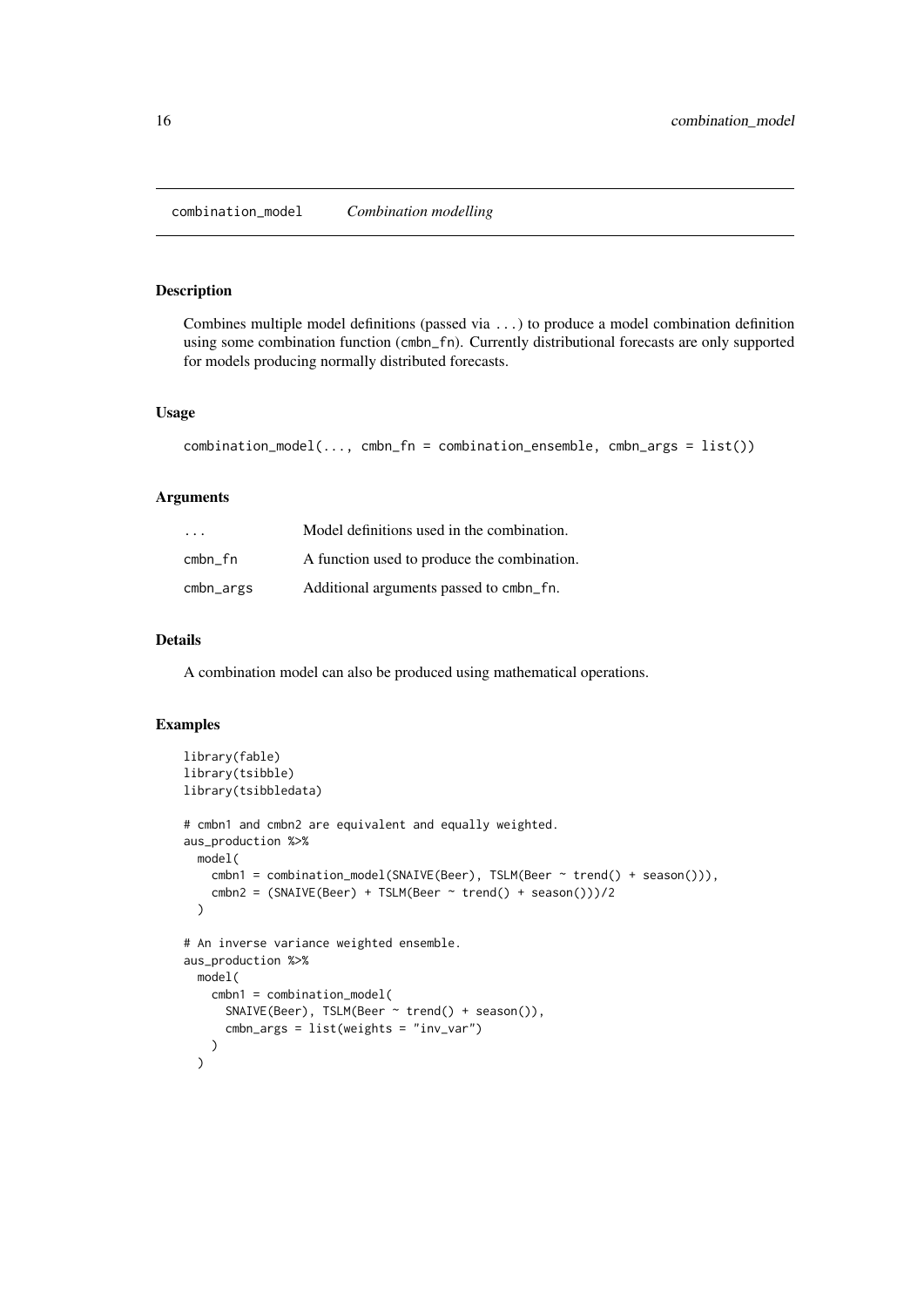`combination_model` *Combination modelling*

## Description

Combines multiple model definitions (passed via `...`) to produce a model combination definition using some combination function (`cmbn_fn`). Currently distributional forecasts are only supported for models producing normally distributed forecasts.

## Usage

```
combination_model(..., cmbn_fn = combination_ensemble, cmbn_args = list())
```

## Arguments

| | |
|---|---|
| `...` | Model definitions used in the combination. |
| `cmbn_fn` | A function used to produce the combination. |
| `cmbn_args` | Additional arguments passed to `cmbn_fn`. |

## Details

A combination model can also be produced using mathematical operations.

## Examples

```
library(fable)
library(tsibble)
library(tsibbledata)

# cmbn1 and cmbn2 are equivalent and equally weighted.
aus_production %>%
  model(
    cmbn1 = combination_model(SNAIVE(Beer), TSLM(Beer ~ trend() + season())),
    cmbn2 = (SNAIVE(Beer) + TSLM(Beer ~ trend() + season()))/2
  )

# An inverse variance weighted ensemble.
aus_production %>%
  model(
    cmbn1 = combination_model(
      SNAIVE(Beer), TSLM(Beer ~ trend() + season()),
      cmbn_args = list(weights = "inv_var")
    )
  )
```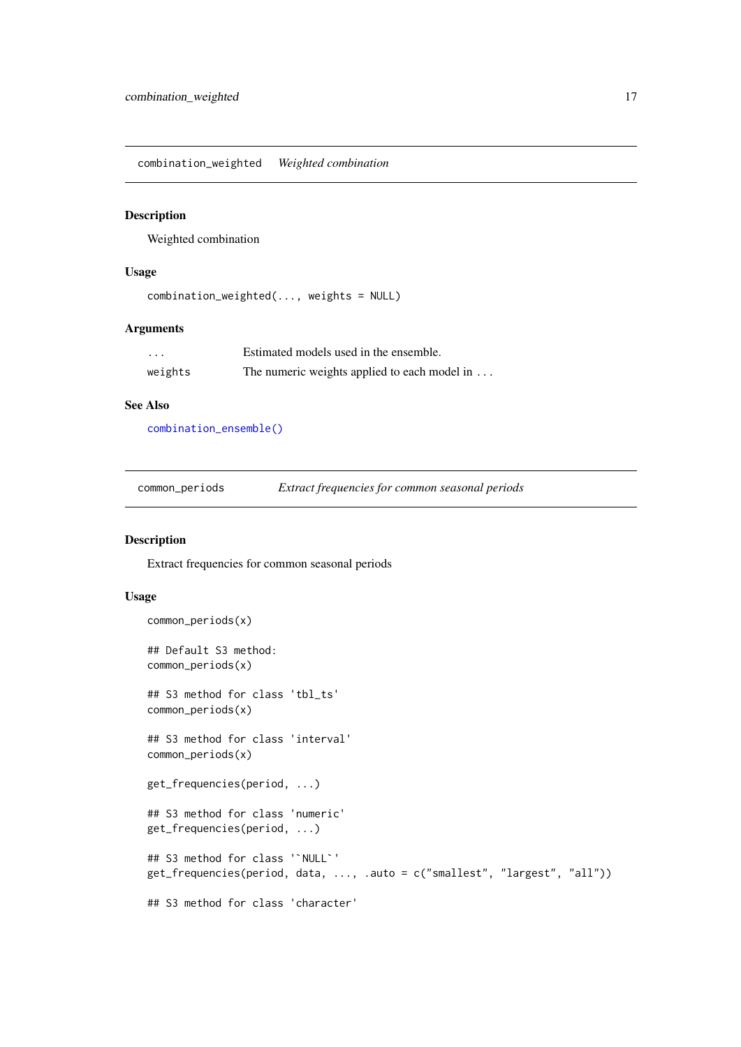## combination_weighted — *Weighted combination*

### Description

Weighted combination

### Usage

```
combination_weighted(..., weights = NULL)
```

### Arguments

| | |
|---|---|
| `...` | Estimated models used in the ensemble. |
| `weights` | The numeric weights applied to each model in ... |

### See Also

`combination_ensemble()`

## common_periods — *Extract frequencies for common seasonal periods*

### Description

Extract frequencies for common seasonal periods

### Usage

```
common_periods(x)

## Default S3 method:
common_periods(x)

## S3 method for class 'tbl_ts'
common_periods(x)

## S3 method for class 'interval'
common_periods(x)

get_frequencies(period, ...)

## S3 method for class 'numeric'
get_frequencies(period, ...)

## S3 method for class '`NULL`'
get_frequencies(period, data, ..., .auto = c("smallest", "largest", "all"))

## S3 method for class 'character'
```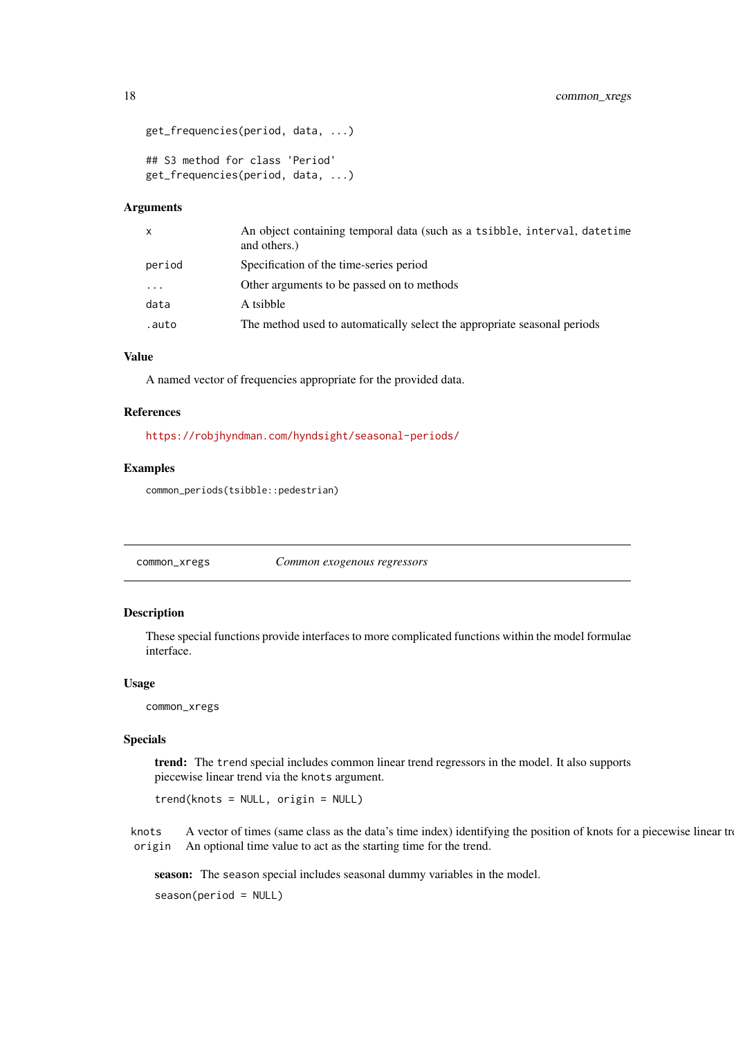```
get_frequencies(period, data, ...)

## S3 method for class 'Period'
get_frequencies(period, data, ...)
```

### Arguments

| | |
|---|---|
| x | An object containing temporal data (such as a `tsibble`, `interval`, `datetime` and others.) |
| period | Specification of the time-series period |
| ... | Other arguments to be passed on to methods |
| data | A tsibble |
| .auto | The method used to automatically select the appropriate seasonal periods |

### Value

A named vector of frequencies appropriate for the provided data.

### References

https://robjhyndman.com/hyndsight/seasonal-periods/

### Examples

```
common_periods(tsibble::pedestrian)
```

---

## common_xregs — *Common exogenous regressors*

### Description

These special functions provide interfaces to more complicated functions within the model formulae interface.

### Usage

```
common_xregs
```

### Specials

**trend:** The `trend` special includes common linear trend regressors in the model. It also supports piecewise linear trend via the `knots` argument.

```
trend(knots = NULL, origin = NULL)
```

| | |
|---|---|
| knots | A vector of times (same class as the data's time index) identifying the position of knots for a piecewise linear tr |
| origin | An optional time value to act as the starting time for the trend. |

**season:** The `season` special includes seasonal dummy variables in the model.

```
season(period = NULL)
```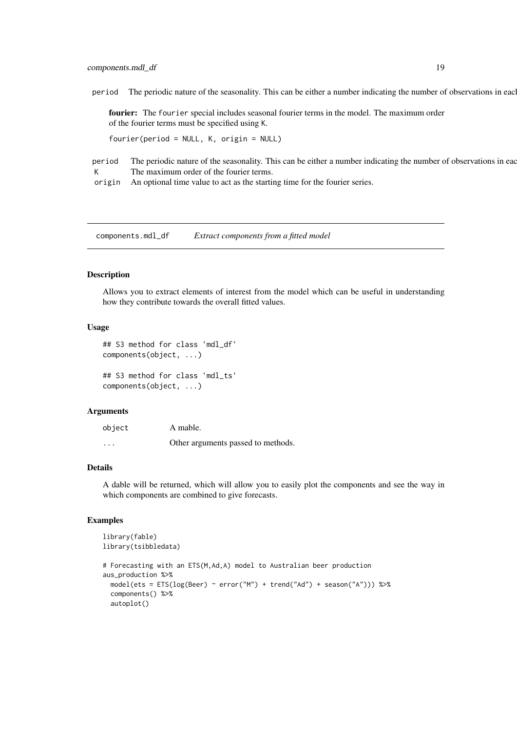period The periodic nature of the seasonality. This can be either a number indicating the number of observations in eacl

**fourier:** The `fourier` special includes seasonal fourier terms in the model. The maximum order of the fourier terms must be specified using `K`.

```
fourier(period = NULL, K, origin = NULL)
```

| | |
|---|---|
| period | The periodic nature of the seasonality. This can be either a number indicating the number of observations in eac |
| K | The maximum order of the fourier terms. |
| origin | An optional time value to act as the starting time for the fourier series. |

---

## components.mdl_df *Extract components from a fitted model*

### Description

Allows you to extract elements of interest from the model which can be useful in understanding how they contribute towards the overall fitted values.

### Usage

```
## S3 method for class 'mdl_df'
components(object, ...)

## S3 method for class 'mdl_ts'
components(object, ...)
```

### Arguments

| | |
|---|---|
| object | A mable. |
| ... | Other arguments passed to methods. |

### Details

A dable will be returned, which will allow you to easily plot the components and see the way in which components are combined to give forecasts.

### Examples

```
library(fable)
library(tsibbledata)

# Forecasting with an ETS(M,Ad,A) model to Australian beer production
aus_production %>%
  model(ets = ETS(log(Beer) ~ error("M") + trend("Ad") + season("A"))) %>%
  components() %>%
  autoplot()
```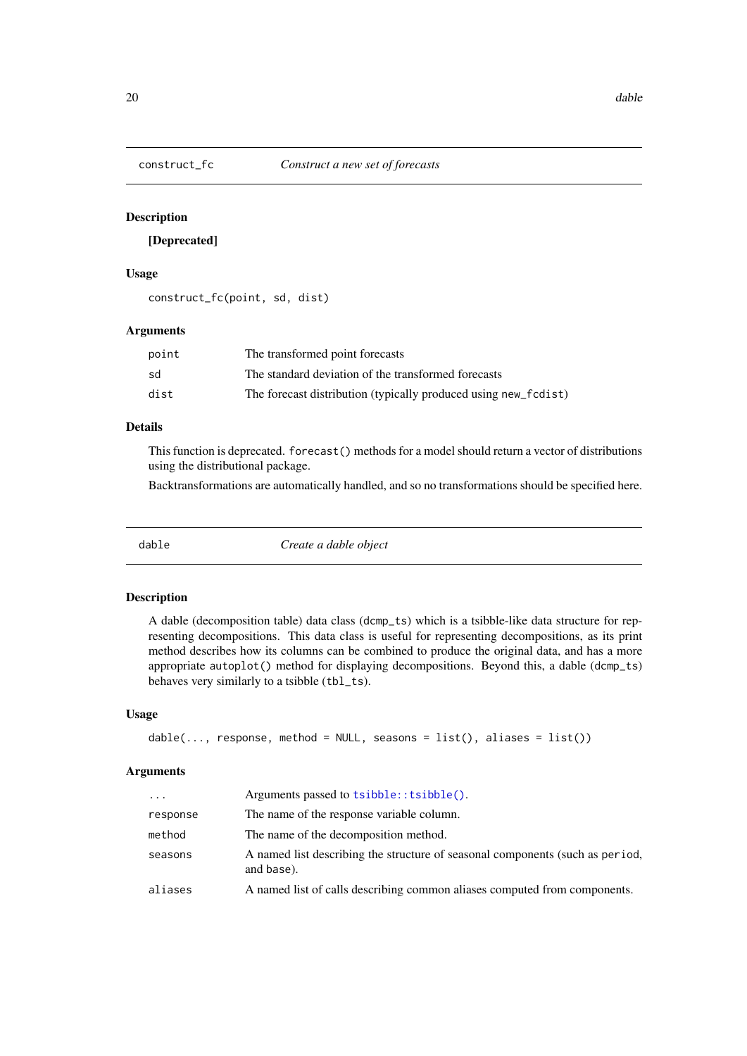## construct_fc — *Construct a new set of forecasts*

### Description

**[Deprecated]**

### Usage

```
construct_fc(point, sd, dist)
```

### Arguments

| Argument | Description |
|---|---|
| `point` | The transformed point forecasts |
| `sd` | The standard deviation of the transformed forecasts |
| `dist` | The forecast distribution (typically produced using `new_fcdist`) |

### Details

This function is deprecated. `forecast()` methods for a model should return a vector of distributions using the distributional package.

Backtransformations are automatically handled, and so no transformations should be specified here.

## dable — *Create a dable object*

### Description

A dable (decomposition table) data class (`dcmp_ts`) which is a tsibble-like data structure for representing decompositions. This data class is useful for representing decompositions, as its print method describes how its columns can be combined to produce the original data, and has a more appropriate `autoplot()` method for displaying decompositions. Beyond this, a dable (`dcmp_ts`) behaves very similarly to a tsibble (`tbl_ts`).

### Usage

```
dable(..., response, method = NULL, seasons = list(), aliases = list())
```

### Arguments

| Argument | Description |
|---|---|
| `...` | Arguments passed to `tsibble::tsibble()`. |
| `response` | The name of the response variable column. |
| `method` | The name of the decomposition method. |
| `seasons` | A named list describing the structure of seasonal components (such as `period`, and `base`). |
| `aliases` | A named list of calls describing common aliases computed from components. |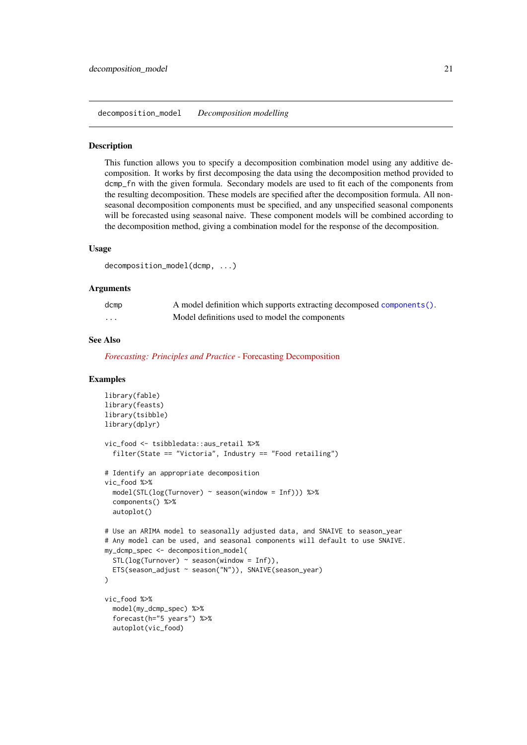# decomposition_model *Decomposition modelling*

## Description

This function allows you to specify a decomposition combination model using any additive decomposition. It works by first decomposing the data using the decomposition method provided to `dcmp_fn` with the given formula. Secondary models are used to fit each of the components from the resulting decomposition. These models are specified after the decomposition formula. All non-seasonal decomposition components must be specified, and any unspecified seasonal components will be forecasted using seasonal naive. These component models will be combined according to the decomposition method, giving a combination model for the response of the decomposition.

## Usage

```
decomposition_model(dcmp, ...)
```

## Arguments

| | |
|---|---|
| `dcmp` | A model definition which supports extracting decomposed `components()`. |
| `...` | Model definitions used to model the components |

## See Also

*Forecasting: Principles and Practice* - Forecasting Decomposition

## Examples

```
library(fable)
library(feasts)
library(tsibble)
library(dplyr)

vic_food <- tsibbledata::aus_retail %>%
  filter(State == "Victoria", Industry == "Food retailing")

# Identify an appropriate decomposition
vic_food %>%
  model(STL(log(Turnover) ~ season(window = Inf))) %>%
  components() %>%
  autoplot()

# Use an ARIMA model to seasonally adjusted data, and SNAIVE to season_year
# Any model can be used, and seasonal components will default to use SNAIVE.
my_dcmp_spec <- decomposition_model(
  STL(log(Turnover) ~ season(window = Inf)),
  ETS(season_adjust ~ season("N")), SNAIVE(season_year)
)

vic_food %>%
  model(my_dcmp_spec) %>%
  forecast(h="5 years") %>%
  autoplot(vic_food)
```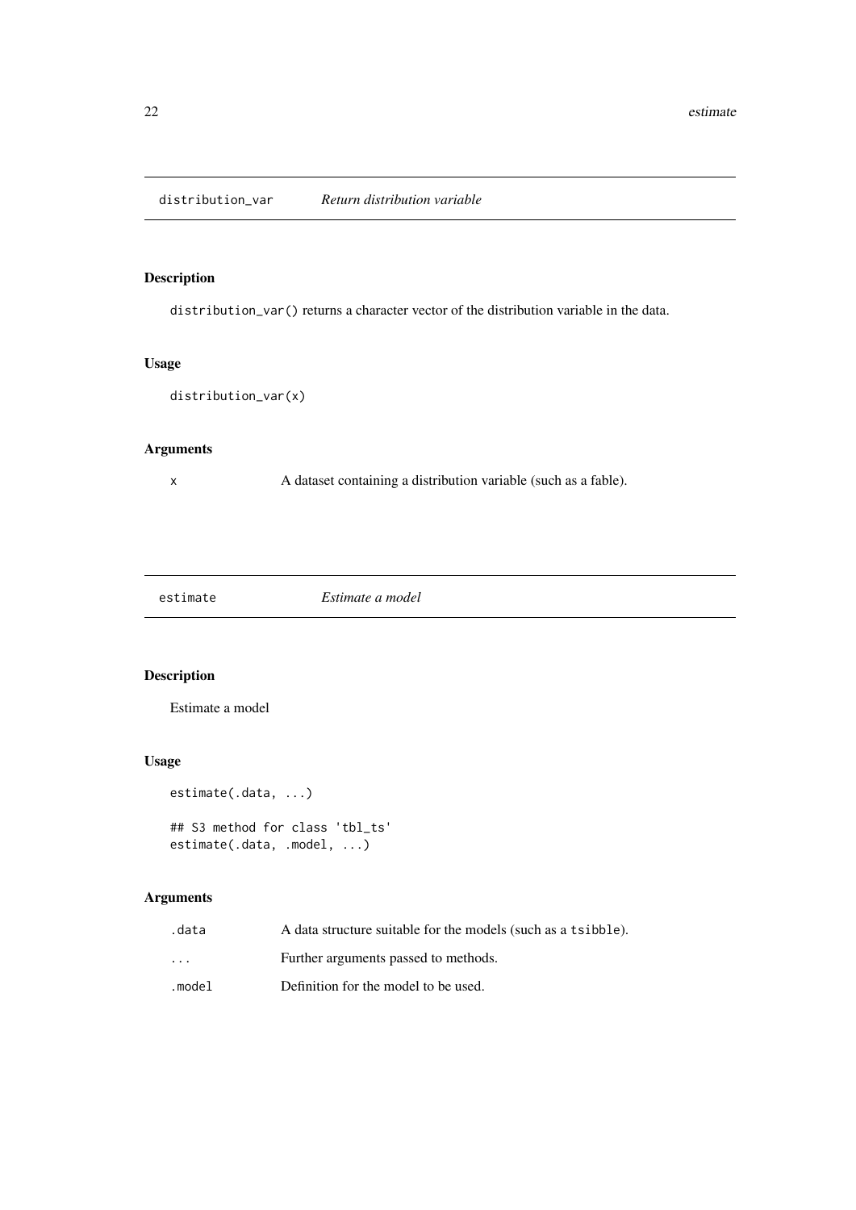## distribution_var — *Return distribution variable*

### Description

`distribution_var()` returns a character vector of the distribution variable in the data.

### Usage

```
distribution_var(x)
```

### Arguments

| | |
|---|---|
| `x` | A dataset containing a distribution variable (such as a fable). |

## estimate — *Estimate a model*

### Description

Estimate a model

### Usage

```
estimate(.data, ...)

## S3 method for class 'tbl_ts'
estimate(.data, .model, ...)
```

### Arguments

| | |
|---|---|
| `.data` | A data structure suitable for the models (such as a `tsibble`). |
| `...` | Further arguments passed to methods. |
| `.model` | Definition for the model to be used. |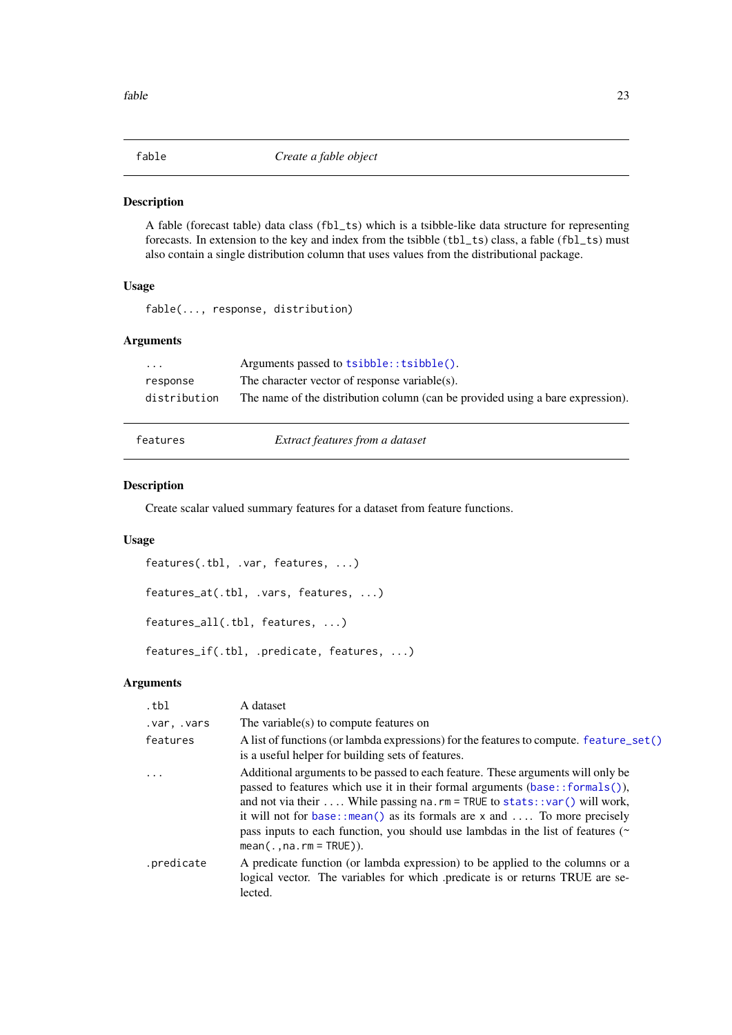## fable — *Create a fable object*

### Description

A fable (forecast table) data class (`fbl_ts`) which is a tsibble-like data structure for representing forecasts. In extension to the key and index from the tsibble (`tbl_ts`) class, a fable (`fbl_ts`) must also contain a single distribution column that uses values from the distributional package.

### Usage

```
fable(..., response, distribution)
```

### Arguments

| | |
|---|---|
| `...` | Arguments passed to `tsibble::tsibble()`. |
| `response` | The character vector of response variable(s). |
| `distribution` | The name of the distribution column (can be provided using a bare expression). |

## features — *Extract features from a dataset*

### Description

Create scalar valued summary features for a dataset from feature functions.

### Usage

```
features(.tbl, .var, features, ...)

features_at(.tbl, .vars, features, ...)

features_all(.tbl, features, ...)

features_if(.tbl, .predicate, features, ...)
```

### Arguments

| | |
|---|---|
| `.tbl` | A dataset |
| `.var, .vars` | The variable(s) to compute features on |
| `features` | A list of functions (or lambda expressions) for the features to compute. `feature_set()` is a useful helper for building sets of features. |
| `...` | Additional arguments to be passed to each feature. These arguments will only be passed to features which use it in their formal arguments (`base::formals()`), and not via their `...`. While passing `na.rm = TRUE` to `stats::var()` will work, it will not for `base::mean()` as its formals are `x` and `...`. To more precisely pass inputs to each function, you should use lambdas in the list of features (`~ mean(., na.rm = TRUE)`). |
| `.predicate` | A predicate function (or lambda expression) to be applied to the columns or a logical vector. The variables for which .predicate is or returns TRUE are selected. |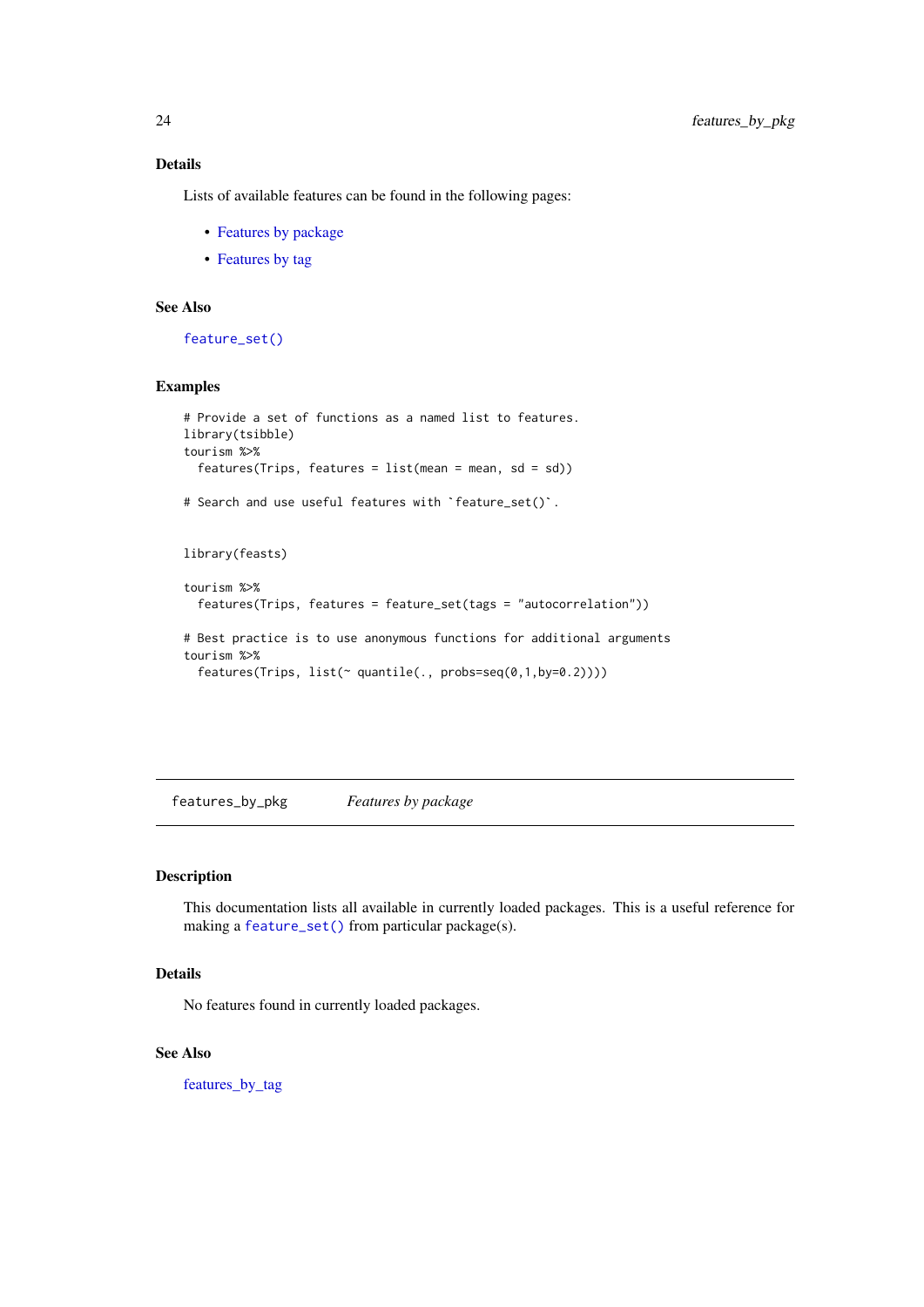### Details

Lists of available features can be found in the following pages:

- Features by package
- Features by tag

### See Also

`feature_set()`

### Examples

```
# Provide a set of functions as a named list to features.
library(tsibble)
tourism %>%
  features(Trips, features = list(mean = mean, sd = sd))

# Search and use useful features with `feature_set()`.


library(feasts)

tourism %>%
  features(Trips, features = feature_set(tags = "autocorrelation"))

# Best practice is to use anonymous functions for additional arguments
tourism %>%
  features(Trips, list(~ quantile(., probs=seq(0,1,by=0.2))))
```

---

## features_by_pkg &nbsp;&nbsp;&nbsp; *Features by package*

### Description

This documentation lists all available in currently loaded packages. This is a useful reference for making a `feature_set()` from particular package(s).

### Details

No features found in currently loaded packages.

### See Also

features_by_tag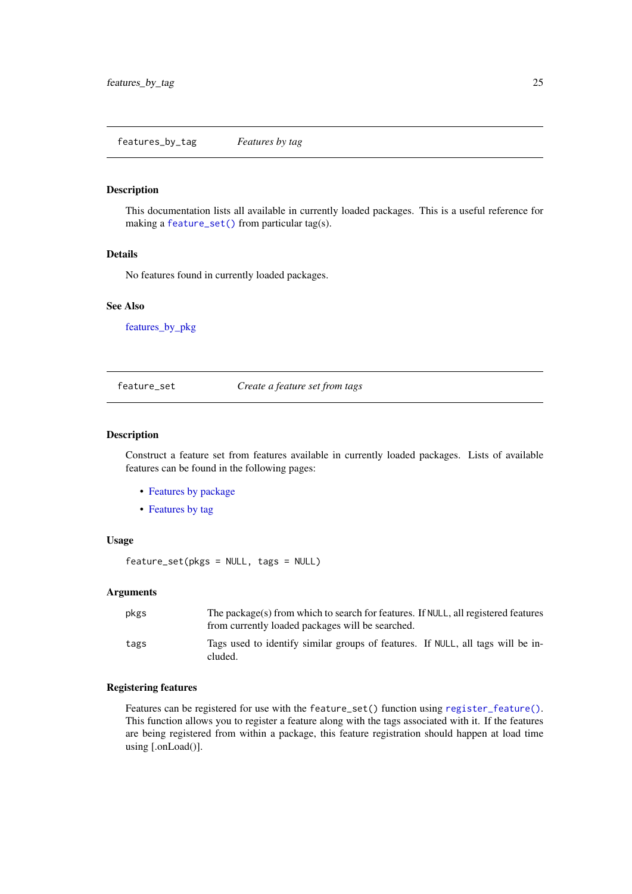## features_by_tag *Features by tag*

### Description

This documentation lists all available in currently loaded packages. This is a useful reference for making a `feature_set()` from particular tag(s).

### Details

No features found in currently loaded packages.

### See Also

features_by_pkg

## feature_set *Create a feature set from tags*

### Description

Construct a feature set from features available in currently loaded packages. Lists of available features can be found in the following pages:

- Features by package
- Features by tag

### Usage

```
feature_set(pkgs = NULL, tags = NULL)
```

### Arguments

| | |
|---|---|
| `pkgs` | The package(s) from which to search for features. If `NULL`, all registered features from currently loaded packages will be searched. |
| `tags` | Tags used to identify similar groups of features. If `NULL`, all tags will be included. |

### Registering features

Features can be registered for use with the `feature_set()` function using `register_feature()`. This function allows you to register a feature along with the tags associated with it. If the features are being registered from within a package, this feature registration should happen at load time using [.onLoad()].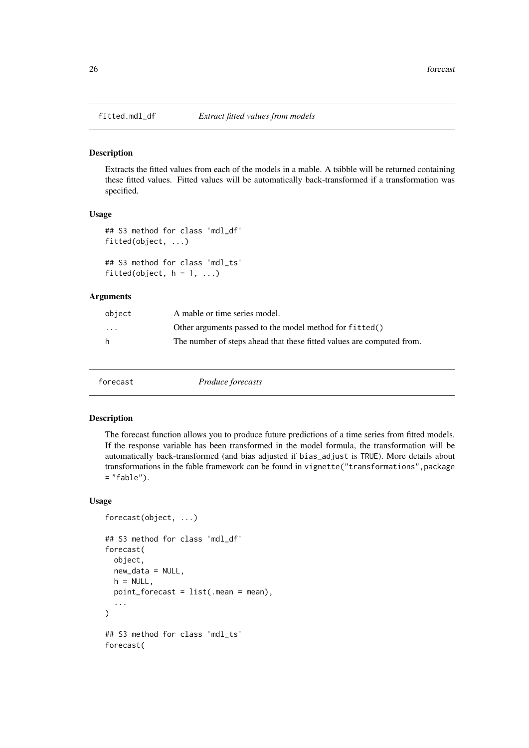## fitted.mdl_df *Extract fitted values from models*

### Description

Extracts the fitted values from each of the models in a mable. A tsibble will be returned containing these fitted values. Fitted values will be automatically back-transformed if a transformation was specified.

### Usage

```
## S3 method for class 'mdl_df'
fitted(object, ...)

## S3 method for class 'mdl_ts'
fitted(object, h = 1, ...)
```

### Arguments

| | |
|---|---|
| object | A mable or time series model. |
| ... | Other arguments passed to the model method for fitted() |
| h | The number of steps ahead that these fitted values are computed from. |

## forecast *Produce forecasts*

### Description

The forecast function allows you to produce future predictions of a time series from fitted models. If the response variable has been transformed in the model formula, the transformation will be automatically back-transformed (and bias adjusted if bias_adjust is TRUE). More details about transformations in the fable framework can be found in vignette("transformations",package = "fable").

### Usage

```
forecast(object, ...)

## S3 method for class 'mdl_df'
forecast(
  object,
  new_data = NULL,
  h = NULL,
  point_forecast = list(.mean = mean),
  ...
)

## S3 method for class 'mdl_ts'
forecast(
```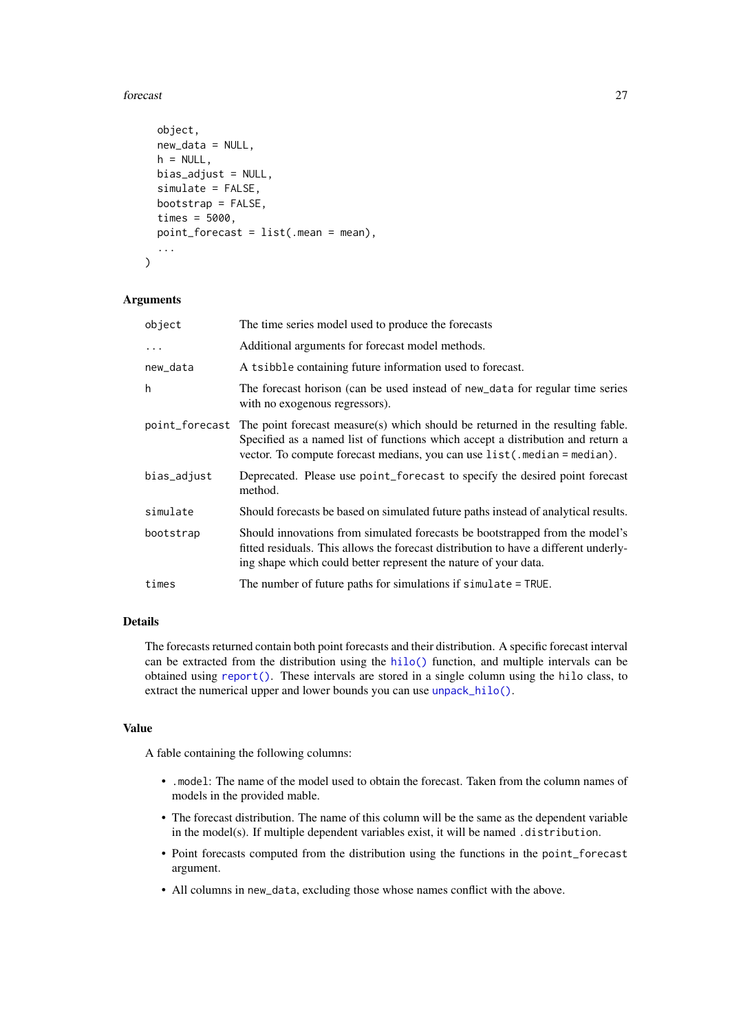```
    object,
    new_data = NULL,
    h = NULL,
    bias_adjust = NULL,
    simulate = FALSE,
    bootstrap = FALSE,
    times = 5000,
    point_forecast = list(.mean = mean),
    ...
)
```

## Arguments

| | |
|---|---|
| object | The time series model used to produce the forecasts |
| ... | Additional arguments for forecast model methods. |
| new_data | A tsibble containing future information used to forecast. |
| h | The forecast horison (can be used instead of new_data for regular time series with no exogenous regressors). |
| point_forecast | The point forecast measure(s) which should be returned in the resulting fable. Specified as a named list of functions which accept a distribution and return a vector. To compute forecast medians, you can use list(.median = median). |
| bias_adjust | Deprecated. Please use point_forecast to specify the desired point forecast method. |
| simulate | Should forecasts be based on simulated future paths instead of analytical results. |
| bootstrap | Should innovations from simulated forecasts be bootstrapped from the model's fitted residuals. This allows the forecast distribution to have a different underlying shape which could better represent the nature of your data. |
| times | The number of future paths for simulations if simulate = TRUE. |

## Details

The forecasts returned contain both point forecasts and their distribution. A specific forecast interval can be extracted from the distribution using the hilo() function, and multiple intervals can be obtained using report(). These intervals are stored in a single column using the hilo class, to extract the numerical upper and lower bounds you can use unpack_hilo().

## Value

A fable containing the following columns:

- .model: The name of the model used to obtain the forecast. Taken from the column names of models in the provided mable.
- The forecast distribution. The name of this column will be the same as the dependent variable in the model(s). If multiple dependent variables exist, it will be named .distribution.
- Point forecasts computed from the distribution using the functions in the point_forecast argument.
- All columns in new_data, excluding those whose names conflict with the above.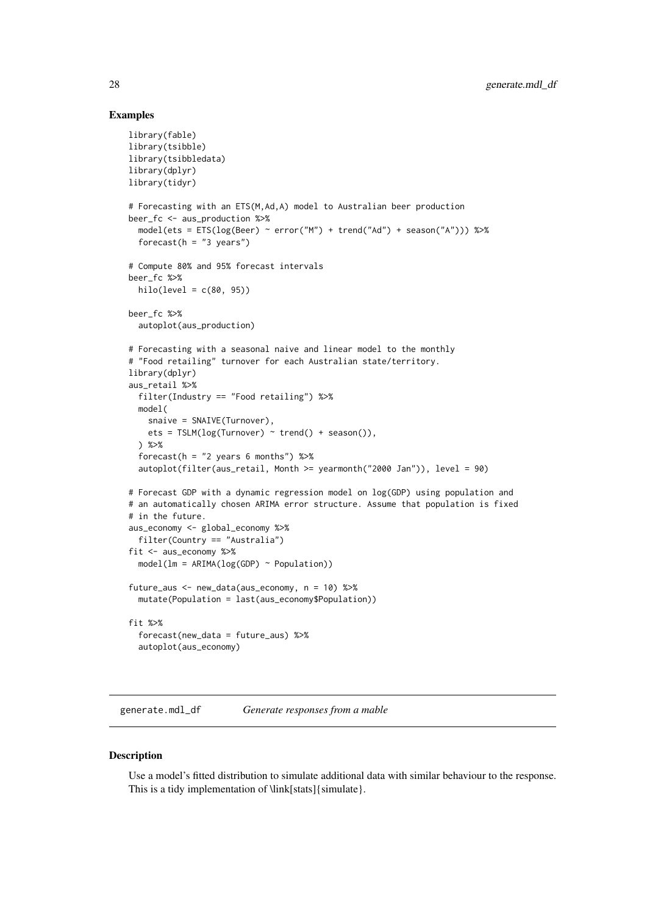### Examples

```
library(fable)
library(tsibble)
library(tsibbledata)
library(dplyr)
library(tidyr)

# Forecasting with an ETS(M,Ad,A) model to Australian beer production
beer_fc <- aus_production %>%
  model(ets = ETS(log(Beer) ~ error("M") + trend("Ad") + season("A"))) %>%
  forecast(h = "3 years")

# Compute 80% and 95% forecast intervals
beer_fc %>%
  hilo(level = c(80, 95))

beer_fc %>%
  autoplot(aus_production)

# Forecasting with a seasonal naive and linear model to the monthly
# "Food retailing" turnover for each Australian state/territory.
library(dplyr)
aus_retail %>%
  filter(Industry == "Food retailing") %>%
  model(
    snaive = SNAIVE(Turnover),
    ets = TSLM(log(Turnover) ~ trend() + season()),
  ) %>%
  forecast(h = "2 years 6 months") %>%
  autoplot(filter(aus_retail, Month >= yearmonth("2000 Jan")), level = 90)

# Forecast GDP with a dynamic regression model on log(GDP) using population and
# an automatically chosen ARIMA error structure. Assume that population is fixed
# in the future.
aus_economy <- global_economy %>%
  filter(Country == "Australia")
fit <- aus_economy %>%
  model(lm = ARIMA(log(GDP) ~ Population))

future_aus <- new_data(aus_economy, n = 10) %>%
  mutate(Population = last(aus_economy$Population))

fit %>%
  forecast(new_data = future_aus) %>%
  autoplot(aus_economy)
```

---

## generate.mdl_df &emsp; *Generate responses from a mable*

---

### Description

Use a model's fitted distribution to simulate additional data with similar behaviour to the response. This is a tidy implementation of \link[stats]{simulate}.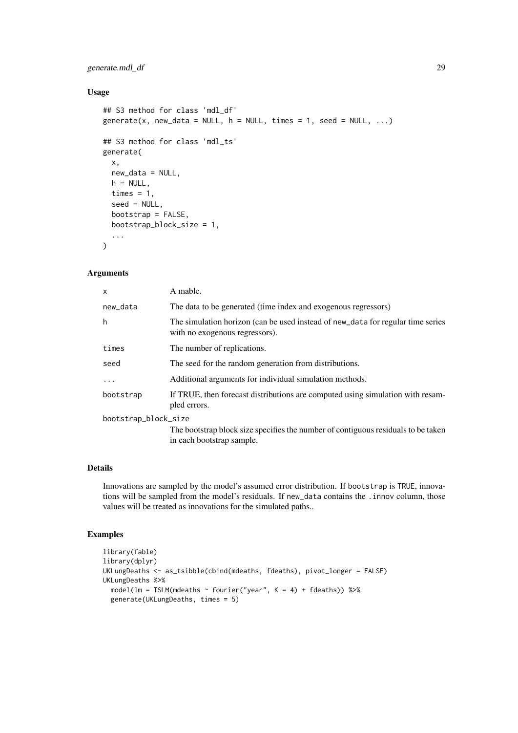### Usage

```
## S3 method for class 'mdl_df'
generate(x, new_data = NULL, h = NULL, times = 1, seed = NULL, ...)

## S3 method for class 'mdl_ts'
generate(
  x,
  new_data = NULL,
  h = NULL,
  times = 1,
  seed = NULL,
  bootstrap = FALSE,
  bootstrap_block_size = 1,
  ...
)
```

### Arguments

| | |
|---|---|
| `x` | A mable. |
| `new_data` | The data to be generated (time index and exogenous regressors) |
| `h` | The simulation horizon (can be used instead of `new_data` for regular time series with no exogenous regressors). |
| `times` | The number of replications. |
| `seed` | The seed for the random generation from distributions. |
| `...` | Additional arguments for individual simulation methods. |
| `bootstrap` | If TRUE, then forecast distributions are computed using simulation with resampled errors. |
| `bootstrap_block_size` | The bootstrap block size specifies the number of contiguous residuals to be taken in each bootstrap sample. |

### Details

Innovations are sampled by the model's assumed error distribution. If `bootstrap` is `TRUE`, innovations will be sampled from the model's residuals. If `new_data` contains the `.innov` column, those values will be treated as innovations for the simulated paths..

### Examples

```
library(fable)
library(dplyr)
UKLungDeaths <- as_tsibble(cbind(mdeaths, fdeaths), pivot_longer = FALSE)
UKLungDeaths %>%
  model(lm = TSLM(mdeaths ~ fourier("year", K = 4) + fdeaths)) %>%
  generate(UKLungDeaths, times = 5)
```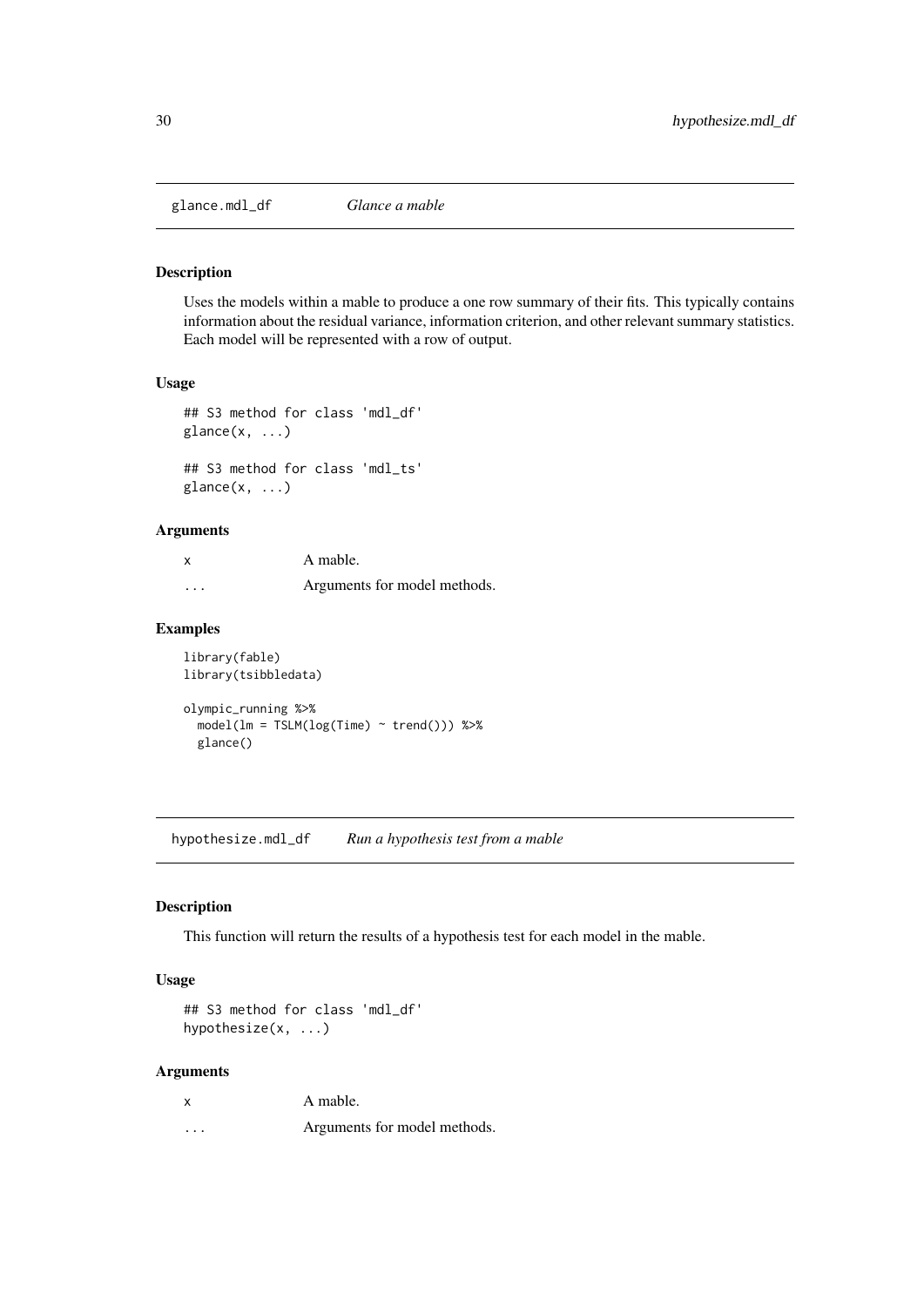## glance.mdl_df    *Glance a mable*

### Description

Uses the models within a mable to produce a one row summary of their fits. This typically contains information about the residual variance, information criterion, and other relevant summary statistics. Each model will be represented with a row of output.

### Usage

```
## S3 method for class 'mdl_df'
glance(x, ...)

## S3 method for class 'mdl_ts'
glance(x, ...)
```

### Arguments

| | |
|---|---|
| x | A mable. |
| ... | Arguments for model methods. |

### Examples

```
library(fable)
library(tsibbledata)

olympic_running %>%
  model(lm = TSLM(log(Time) ~ trend())) %>%
  glance()
```

## hypothesize.mdl_df    *Run a hypothesis test from a mable*

### Description

This function will return the results of a hypothesis test for each model in the mable.

### Usage

```
## S3 method for class 'mdl_df'
hypothesize(x, ...)
```

### Arguments

| | |
|---|---|
| x | A mable. |
| ... | Arguments for model methods. |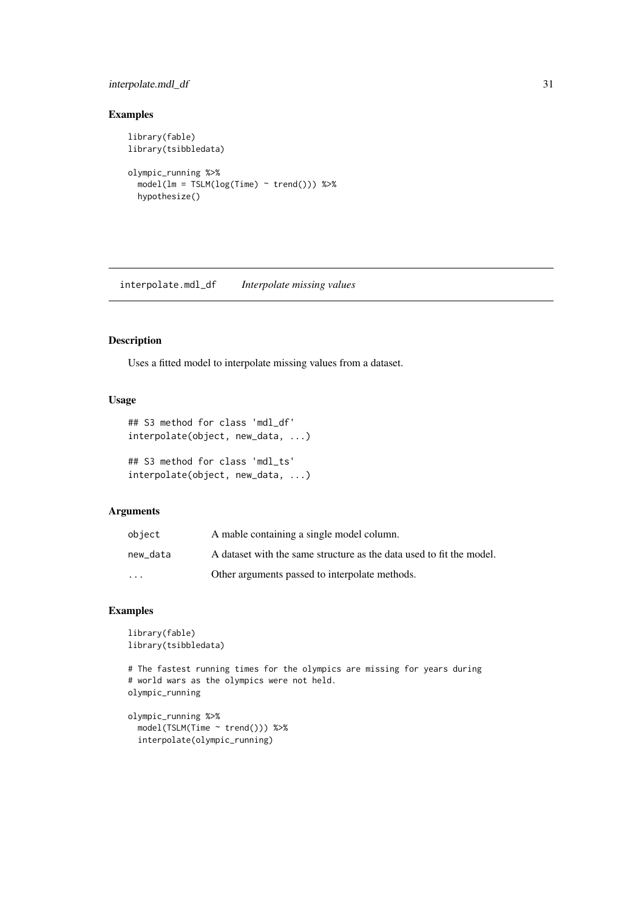## Examples

```
library(fable)
library(tsibbledata)

olympic_running %>%
  model(lm = TSLM(log(Time) ~ trend())) %>%
  hypothesize()
```

---

# interpolate.mdl_df *Interpolate missing values*

---

## Description

Uses a fitted model to interpolate missing values from a dataset.

## Usage

```
## S3 method for class 'mdl_df'
interpolate(object, new_data, ...)

## S3 method for class 'mdl_ts'
interpolate(object, new_data, ...)
```

## Arguments

| | |
|---|---|
| object | A mable containing a single model column. |
| new_data | A dataset with the same structure as the data used to fit the model. |
| ... | Other arguments passed to interpolate methods. |

## Examples

```
library(fable)
library(tsibbledata)

# The fastest running times for the olympics are missing for years during
# world wars as the olympics were not held.
olympic_running

olympic_running %>%
  model(TSLM(Time ~ trend())) %>%
  interpolate(olympic_running)
```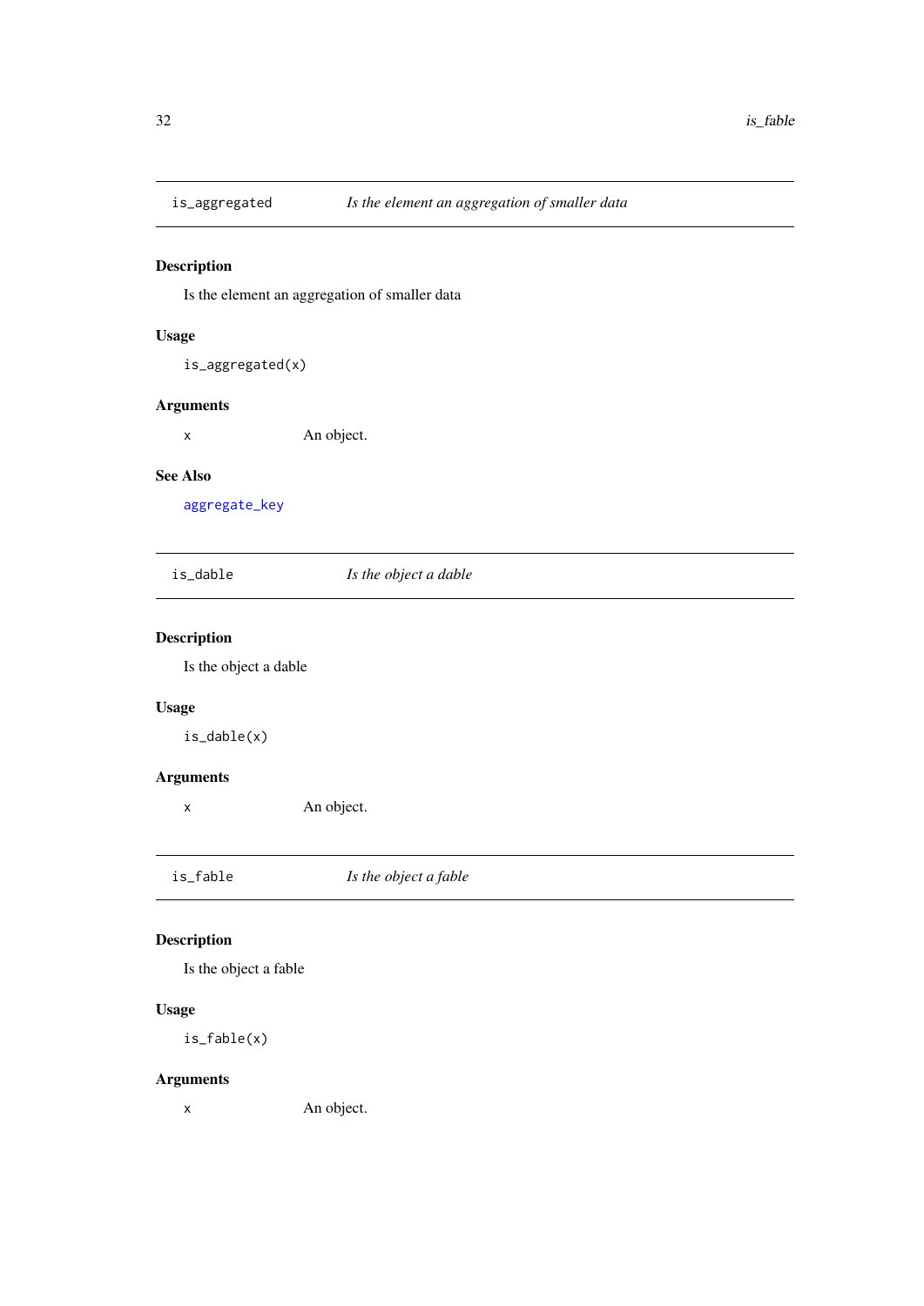## is_aggregated — *Is the element an aggregation of smaller data*

### Description

Is the element an aggregation of smaller data

### Usage

```
is_aggregated(x)
```

### Arguments

| | |
|---|---|
| x | An object. |

### See Also

aggregate_key

## is_dable — *Is the object a dable*

### Description

Is the object a dable

### Usage

```
is_dable(x)
```

### Arguments

| | |
|---|---|
| x | An object. |

## is_fable — *Is the object a fable*

### Description

Is the object a fable

### Usage

```
is_fable(x)
```

### Arguments

| | |
|---|---|
| x | An object. |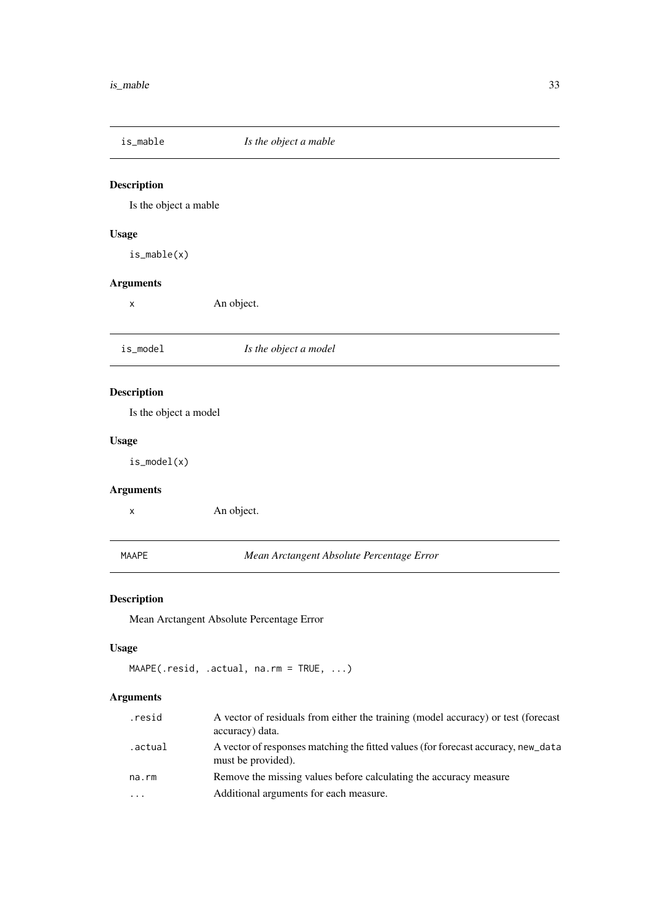## is_mable — *Is the object a mable*

### Description

Is the object a mable

### Usage

```
is_mable(x)
```

### Arguments

| | |
|---|---|
| x | An object. |

## is_model — *Is the object a model*

### Description

Is the object a model

### Usage

```
is_model(x)
```

### Arguments

| | |
|---|---|
| x | An object. |

## MAAPE — *Mean Arctangent Absolute Percentage Error*

### Description

Mean Arctangent Absolute Percentage Error

### Usage

```
MAAPE(.resid, .actual, na.rm = TRUE, ...)
```

### Arguments

| | |
|---|---|
| .resid | A vector of residuals from either the training (model accuracy) or test (forecast accuracy) data. |
| .actual | A vector of responses matching the fitted values (for forecast accuracy, `new_data` must be provided). |
| na.rm | Remove the missing values before calculating the accuracy measure |
| ... | Additional arguments for each measure. |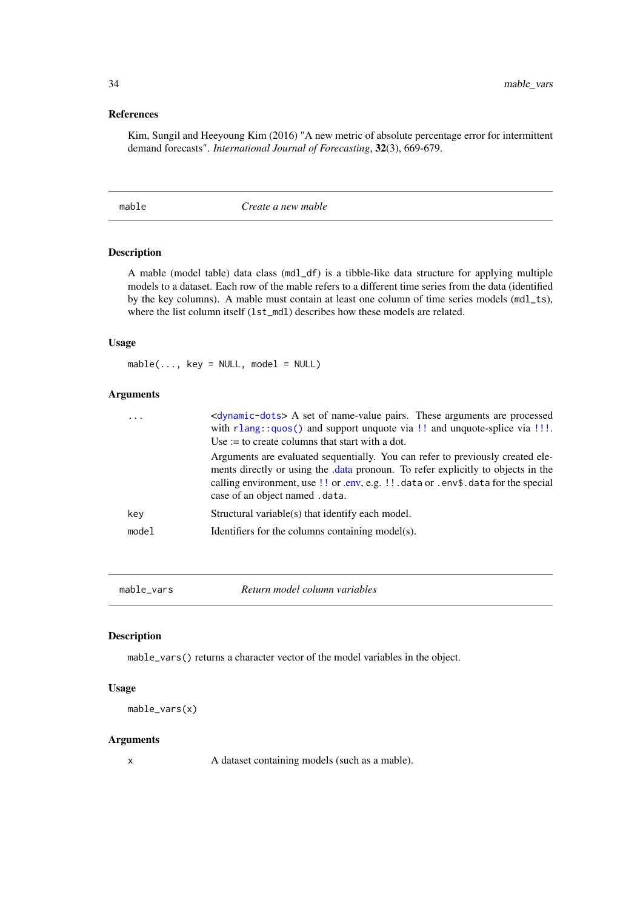### References

Kim, Sungil and Heeyoung Kim (2016) "A new metric of absolute percentage error for intermittent demand forecasts". *International Journal of Forecasting*, **32**(3), 669-679.

---

## mable — *Create a new mable*

### Description

A mable (model table) data class (`mdl_df`) is a tibble-like data structure for applying multiple models to a dataset. Each row of the mable refers to a different time series from the data (identified by the key columns). A mable must contain at least one column of time series models (`mdl_ts`), where the list column itself (`lst_mdl`) describes how these models are related.

### Usage

```
mable(..., key = NULL, model = NULL)
```

### Arguments

| | |
|---|---|
| `...` | <dynamic-dots> A set of name-value pairs. These arguments are processed with `rlang::quos()` and support unquote via `!!` and unquote-splice via `!!!`. Use := to create columns that start with a dot. <br><br> Arguments are evaluated sequentially. You can refer to previously created elements directly or using the .data pronoun. To refer explicitly to objects in the calling environment, use `!!` or .env, e.g. `!!.data` or `.env$.data` for the special case of an object named `.data`. |
| `key` | Structural variable(s) that identify each model. |
| `model` | Identifiers for the columns containing model(s). |

---

## mable_vars — *Return model column variables*

### Description

`mable_vars()` returns a character vector of the model variables in the object.

### Usage

```
mable_vars(x)
```

### Arguments

| | |
|---|---|
| `x` | A dataset containing models (such as a mable). |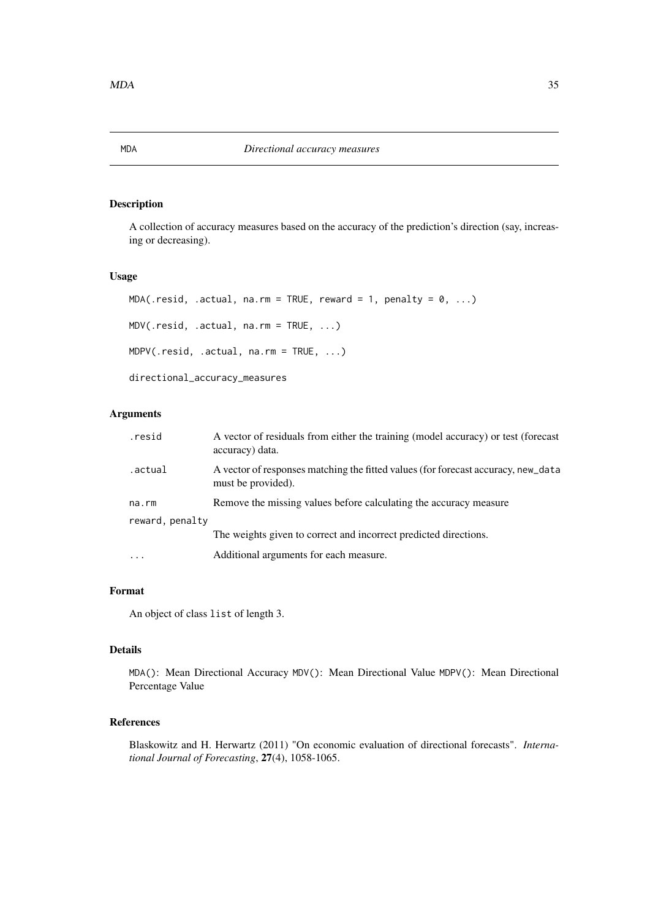# MDA — *Directional accuracy measures*

## Description

A collection of accuracy measures based on the accuracy of the prediction's direction (say, increasing or decreasing).

## Usage

```
MDA(.resid, .actual, na.rm = TRUE, reward = 1, penalty = 0, ...)

MDV(.resid, .actual, na.rm = TRUE, ...)

MDPV(.resid, .actual, na.rm = TRUE, ...)

directional_accuracy_measures
```

## Arguments

| | |
|---|---|
| `.resid` | A vector of residuals from either the training (model accuracy) or test (forecast accuracy) data. |
| `.actual` | A vector of responses matching the fitted values (for forecast accuracy, `new_data` must be provided). |
| `na.rm` | Remove the missing values before calculating the accuracy measure |
| `reward, penalty` | The weights given to correct and incorrect predicted directions. |
| `...` | Additional arguments for each measure. |

## Format

An object of class `list` of length 3.

## Details

`MDA()`: Mean Directional Accuracy `MDV()`: Mean Directional Value `MDPV()`: Mean Directional Percentage Value

## References

Blaskowitz and H. Herwartz (2011) "On economic evaluation of directional forecasts". *International Journal of Forecasting*, **27**(4), 1058-1065.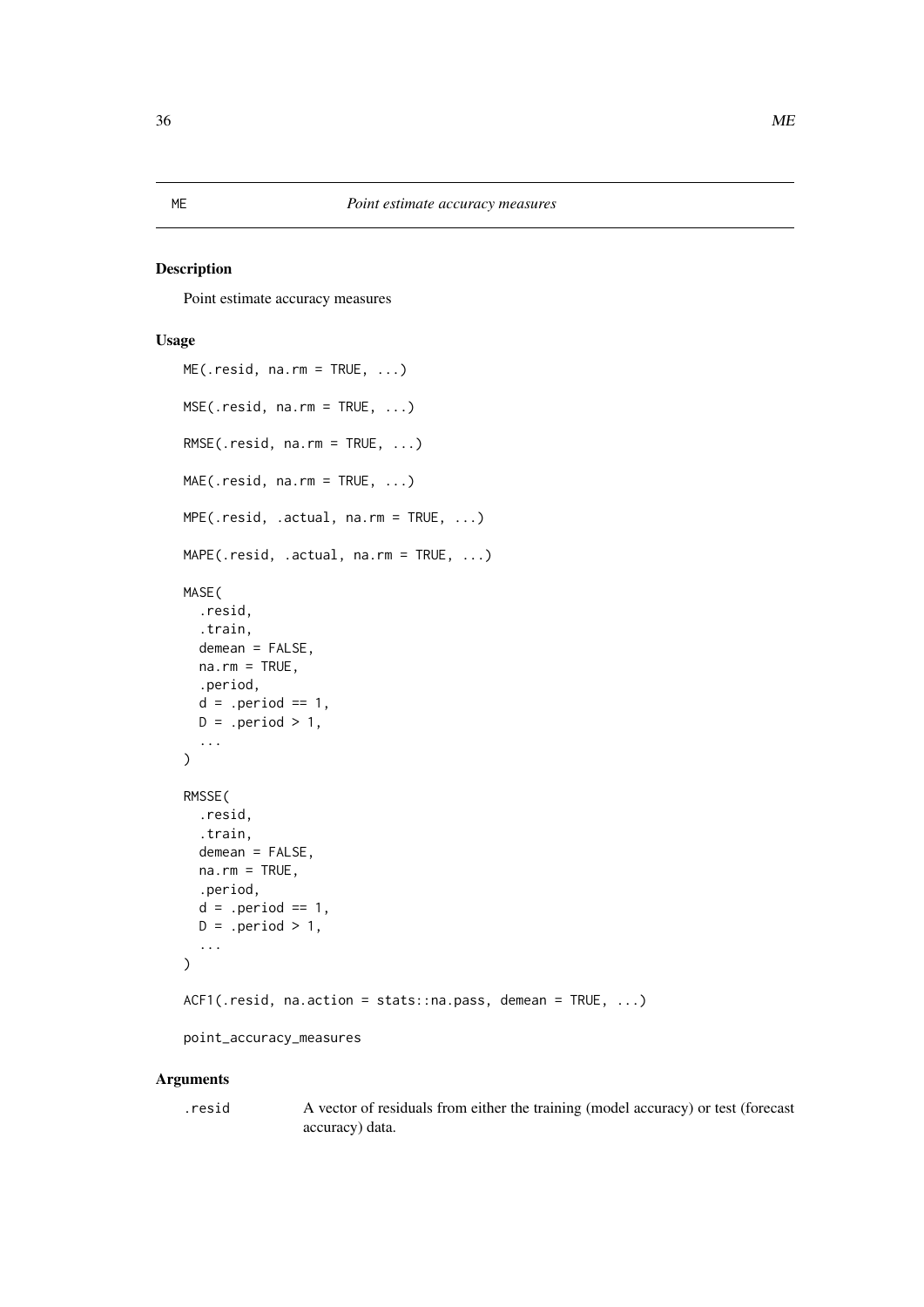## ME — *Point estimate accuracy measures*

### Description

Point estimate accuracy measures

### Usage

```
ME(.resid, na.rm = TRUE, ...)

MSE(.resid, na.rm = TRUE, ...)

RMSE(.resid, na.rm = TRUE, ...)

MAE(.resid, na.rm = TRUE, ...)

MPE(.resid, .actual, na.rm = TRUE, ...)

MAPE(.resid, .actual, na.rm = TRUE, ...)

MASE(
  .resid,
  .train,
  demean = FALSE,
  na.rm = TRUE,
  .period,
  d = .period == 1,
  D = .period > 1,
  ...
)

RMSSE(
  .resid,
  .train,
  demean = FALSE,
  na.rm = TRUE,
  .period,
  d = .period == 1,
  D = .period > 1,
  ...
)

ACF1(.resid, na.action = stats::na.pass, demean = TRUE, ...)

point_accuracy_measures
```

### Arguments

| | |
|---|---|
| `.resid` | A vector of residuals from either the training (model accuracy) or test (forecast accuracy) data. |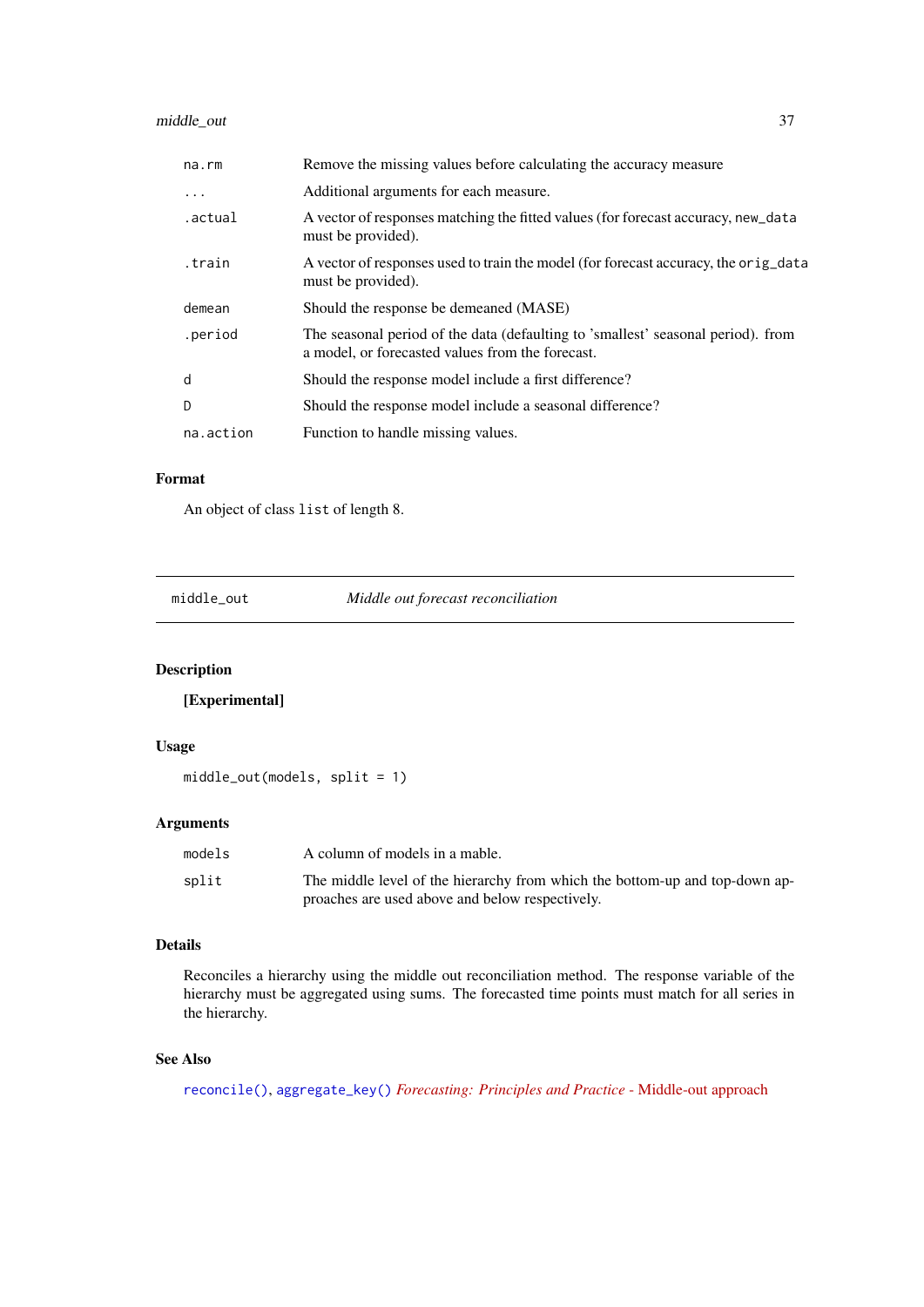| | |
|---|---|
| `na.rm` | Remove the missing values before calculating the accuracy measure |
| `...` | Additional arguments for each measure. |
| `.actual` | A vector of responses matching the fitted values (for forecast accuracy, `new_data` must be provided). |
| `.train` | A vector of responses used to train the model (for forecast accuracy, the `orig_data` must be provided). |
| `demean` | Should the response be demeaned (MASE) |
| `.period` | The seasonal period of the data (defaulting to 'smallest' seasonal period). from a model, or forecasted values from the forecast. |
| `d` | Should the response model include a first difference? |
| `D` | Should the response model include a seasonal difference? |
| `na.action` | Function to handle missing values. |

### Format

An object of class `list` of length 8.

---

## `middle_out` — *Middle out forecast reconciliation*

### Description

**[Experimental]**

### Usage

```
middle_out(models, split = 1)
```

### Arguments

| | |
|---|---|
| `models` | A column of models in a mable. |
| `split` | The middle level of the hierarchy from which the bottom-up and top-down approaches are used above and below respectively. |

### Details

Reconciles a hierarchy using the middle out reconciliation method. The response variable of the hierarchy must be aggregated using sums. The forecasted time points must match for all series in the hierarchy.

### See Also

`reconcile()`, `aggregate_key()` *Forecasting: Principles and Practice* - Middle-out approach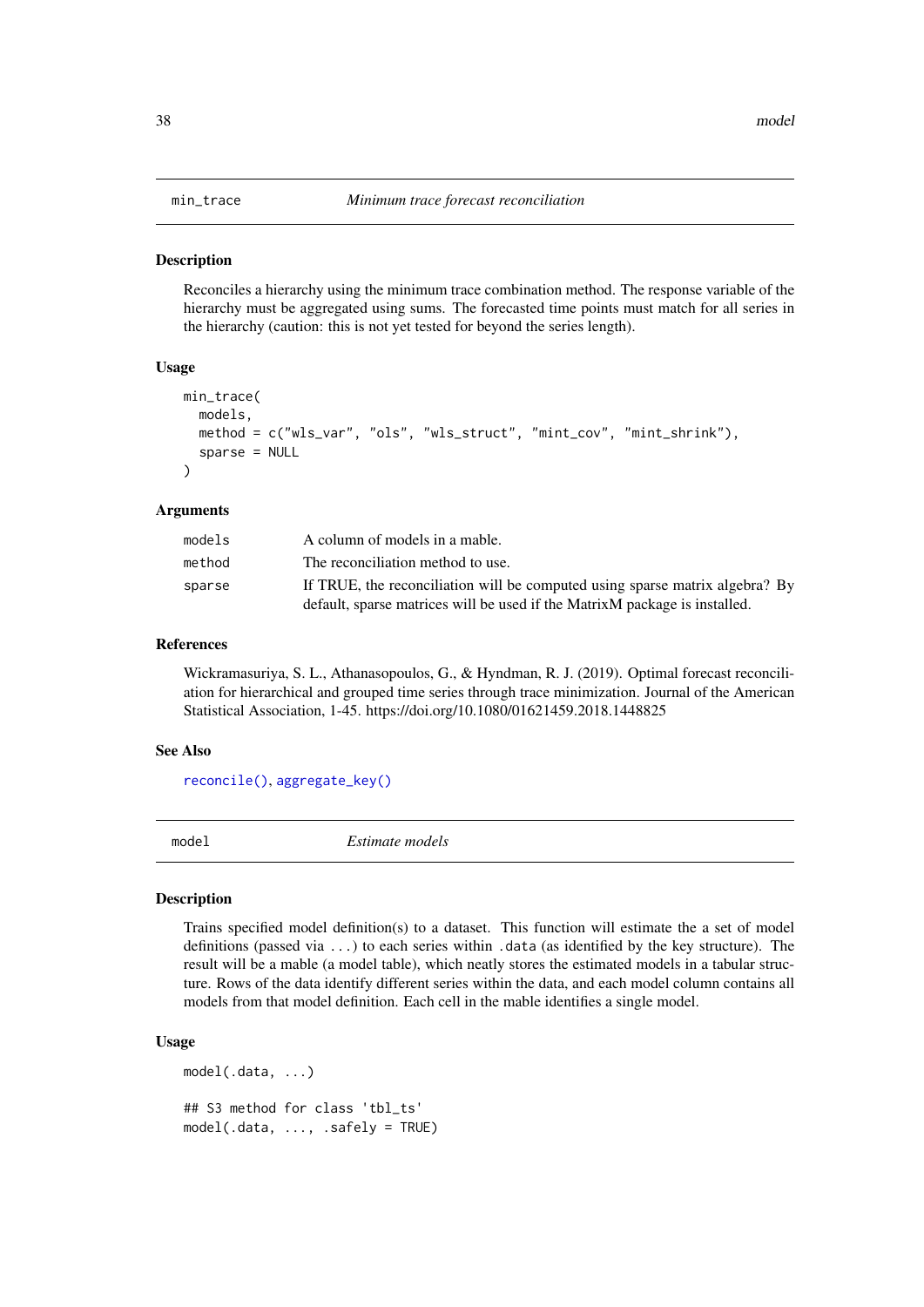## min_trace — *Minimum trace forecast reconciliation*

### Description

Reconciles a hierarchy using the minimum trace combination method. The response variable of the hierarchy must be aggregated using sums. The forecasted time points must match for all series in the hierarchy (caution: this is not yet tested for beyond the series length).

### Usage

```
min_trace(
  models,
  method = c("wls_var", "ols", "wls_struct", "mint_cov", "mint_shrink"),
  sparse = NULL
)
```

### Arguments

| | |
|---|---|
| `models` | A column of models in a mable. |
| `method` | The reconciliation method to use. |
| `sparse` | If TRUE, the reconciliation will be computed using sparse matrix algebra? By default, sparse matrices will be used if the MatrixM package is installed. |

### References

Wickramasuriya, S. L., Athanasopoulos, G., & Hyndman, R. J. (2019). Optimal forecast reconciliation for hierarchical and grouped time series through trace minimization. Journal of the American Statistical Association, 1-45. https://doi.org/10.1080/01621459.2018.1448825

### See Also

reconcile(), aggregate_key()

## model — *Estimate models*

### Description

Trains specified model definition(s) to a dataset. This function will estimate the a set of model definitions (passed via ...) to each series within .data (as identified by the key structure). The result will be a mable (a model table), which neatly stores the estimated models in a tabular structure. Rows of the data identify different series within the data, and each model column contains all models from that model definition. Each cell in the mable identifies a single model.

### Usage

```
model(.data, ...)

## S3 method for class 'tbl_ts'
model(.data, ..., .safely = TRUE)
```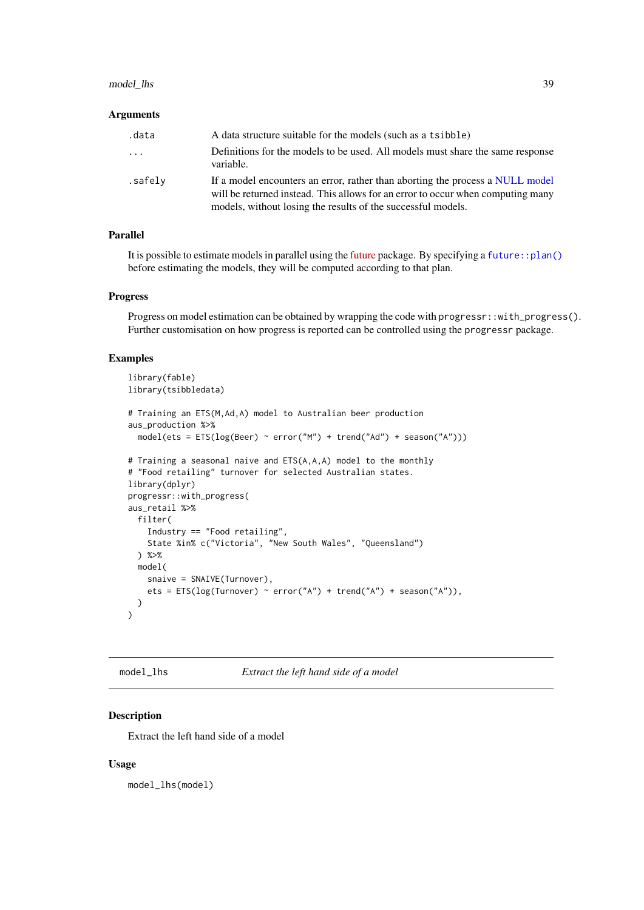### Arguments

| | |
|---|---|
| .data | A data structure suitable for the models (such as a tsibble) |
| ... | Definitions for the models to be used. All models must share the same response variable. |
| .safely | If a model encounters an error, rather than aborting the process a NULL model will be returned instead. This allows for an error to occur when computing many models, without losing the results of the successful models. |

### Parallel

It is possible to estimate models in parallel using the future package. By specifying a `future::plan()` before estimating the models, they will be computed according to that plan.

### Progress

Progress on model estimation can be obtained by wrapping the code with `progressr::with_progress()`. Further customisation on how progress is reported can be controlled using the `progressr` package.

### Examples

```
library(fable)
library(tsibbledata)

# Training an ETS(M,Ad,A) model to Australian beer production
aus_production %>%
  model(ets = ETS(log(Beer) ~ error("M") + trend("Ad") + season("A")))

# Training a seasonal naive and ETS(A,A,A) model to the monthly
# "Food retailing" turnover for selected Australian states.
library(dplyr)
progressr::with_progress(
aus_retail %>%
  filter(
    Industry == "Food retailing",
    State %in% c("Victoria", "New South Wales", "Queensland")
  ) %>%
  model(
    snaive = SNAIVE(Turnover),
    ets = ETS(log(Turnover) ~ error("A") + trend("A") + season("A")),
  )
)
```

---

## model_lhs *Extract the left hand side of a model*

### Description

Extract the left hand side of a model

### Usage

```
model_lhs(model)
```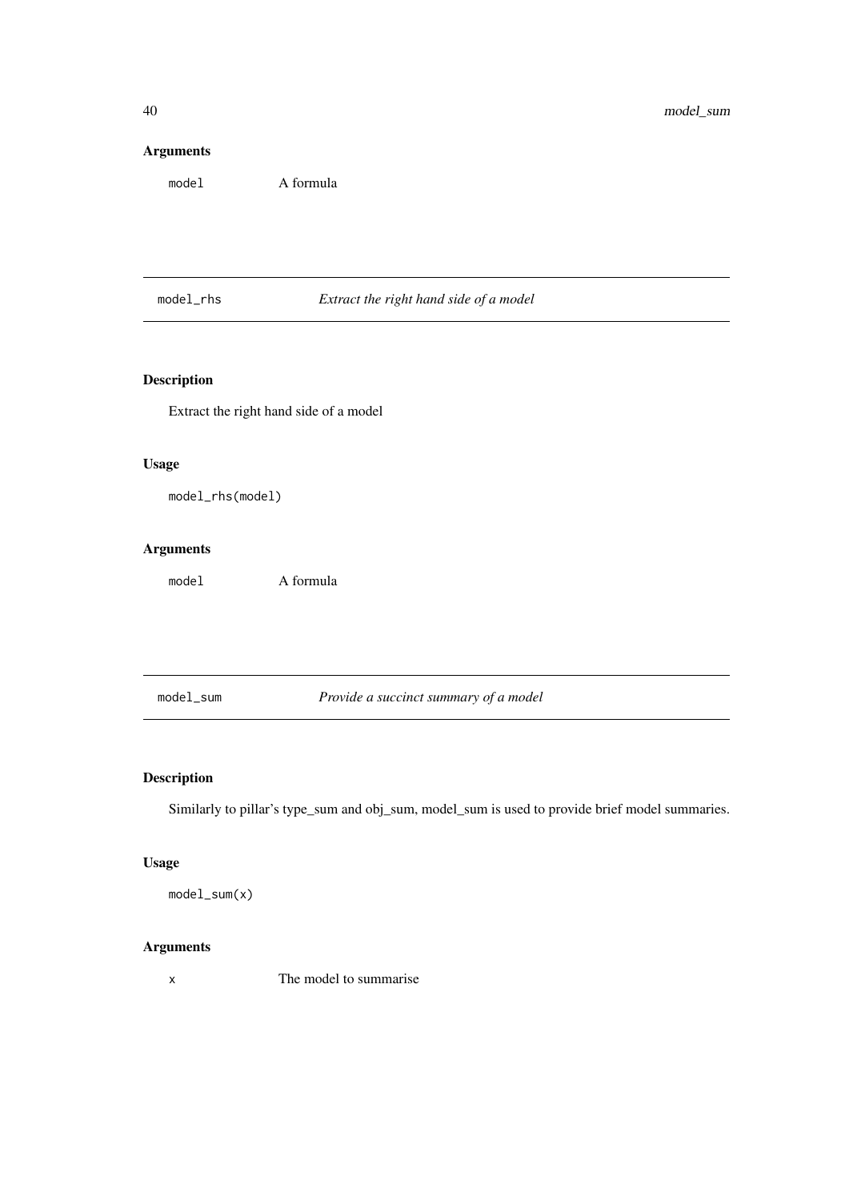### Arguments

`model` A formula

---

## model_rhs — *Extract the right hand side of a model*

### Description

Extract the right hand side of a model

### Usage

```
model_rhs(model)
```

### Arguments

`model` A formula

---

## model_sum — *Provide a succinct summary of a model*

### Description

Similarly to pillar's type_sum and obj_sum, model_sum is used to provide brief model summaries.

### Usage

```
model_sum(x)
```

### Arguments

`x` The model to summarise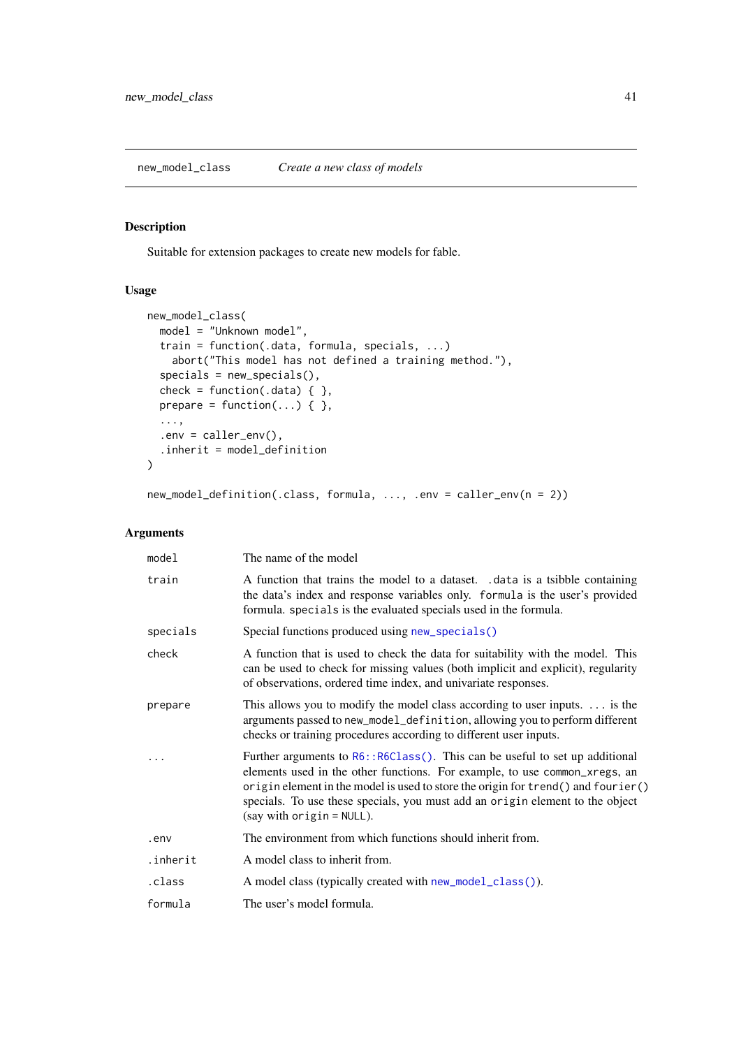## new_model_class — *Create a new class of models*

### Description

Suitable for extension packages to create new models for fable.

### Usage

```
new_model_class(
  model = "Unknown model",
  train = function(.data, formula, specials, ...)
    abort("This model has not defined a training method."),
  specials = new_specials(),
  check = function(.data) { },
  prepare = function(...) { },
  ...,
  .env = caller_env(),
  .inherit = model_definition
)

new_model_definition(.class, formula, ..., .env = caller_env(n = 2))
```

### Arguments

| | |
|---|---|
| model | The name of the model |
| train | A function that trains the model to a dataset. `.data` is a tsibble containing the data's index and response variables only. `formula` is the user's provided formula. `specials` is the evaluated specials used in the formula. |
| specials | Special functions produced using `new_specials()` |
| check | A function that is used to check the data for suitability with the model. This can be used to check for missing values (both implicit and explicit), regularity of observations, ordered time index, and univariate responses. |
| prepare | This allows you to modify the model class according to user inputs. `...` is the arguments passed to `new_model_definition`, allowing you to perform different checks or training procedures according to different user inputs. |
| ... | Further arguments to `R6::R6Class()`. This can be useful to set up additional elements used in the other functions. For example, to use `common_xregs`, an `origin` element in the model is used to store the origin for `trend()` and `fourier()` specials. To use these specials, you must add an `origin` element to the object (say with `origin = NULL`). |
| .env | The environment from which functions should inherit from. |
| .inherit | A model class to inherit from. |
| .class | A model class (typically created with `new_model_class()`). |
| formula | The user's model formula. |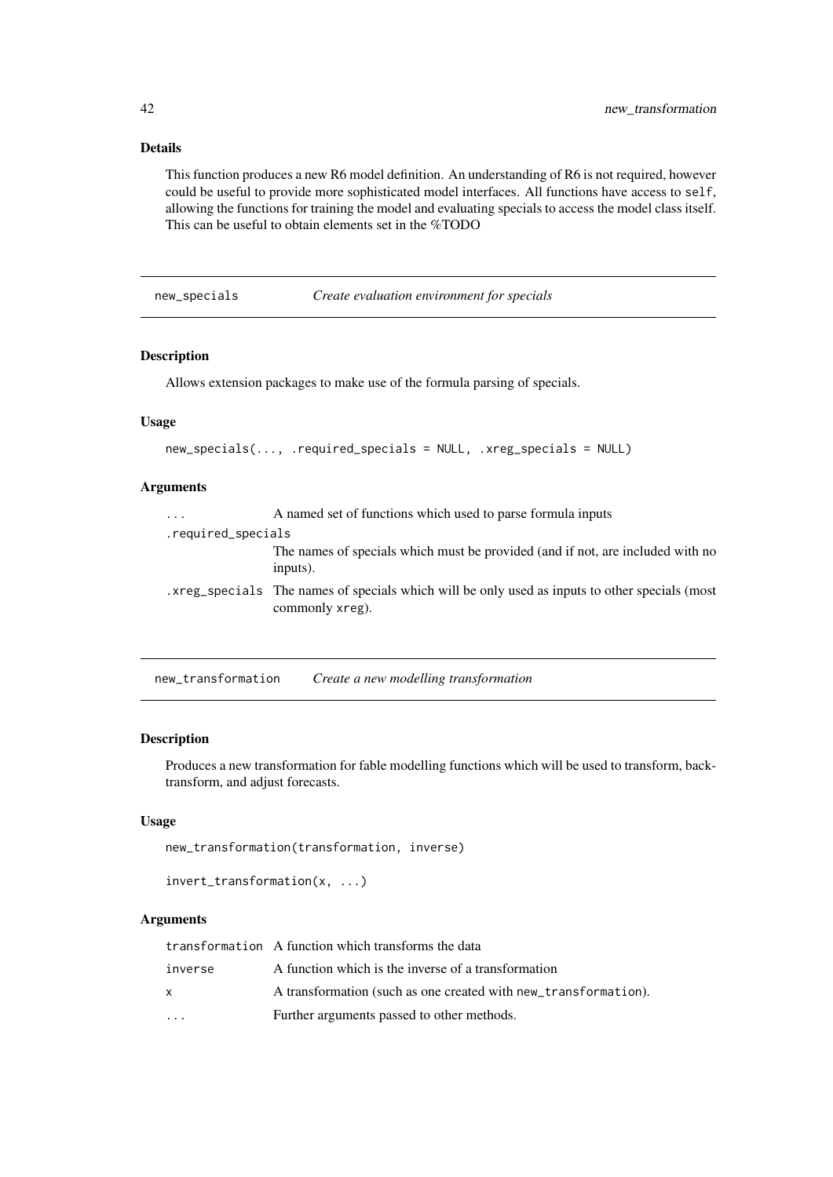### Details

This function produces a new R6 model definition. An understanding of R6 is not required, however could be useful to provide more sophisticated model interfaces. All functions have access to `self`, allowing the functions for training the model and evaluating specials to access the model class itself. This can be useful to obtain elements set in the %TODO

---

## new_specials — *Create evaluation environment for specials*

### Description

Allows extension packages to make use of the formula parsing of specials.

### Usage

```
new_specials(..., .required_specials = NULL, .xreg_specials = NULL)
```

### Arguments

| | |
|---|---|
| `...` | A named set of functions which used to parse formula inputs |
| `.required_specials` | The names of specials which must be provided (and if not, are included with no inputs). |
| `.xreg_specials` | The names of specials which will be only used as inputs to other specials (most commonly `xreg`). |

---

## new_transformation — *Create a new modelling transformation*

### Description

Produces a new transformation for fable modelling functions which will be used to transform, back-transform, and adjust forecasts.

### Usage

```
new_transformation(transformation, inverse)

invert_transformation(x, ...)
```

### Arguments

| | |
|---|---|
| `transformation` | A function which transforms the data |
| `inverse` | A function which is the inverse of a transformation |
| `x` | A transformation (such as one created with `new_transformation`). |
| `...` | Further arguments passed to other methods. |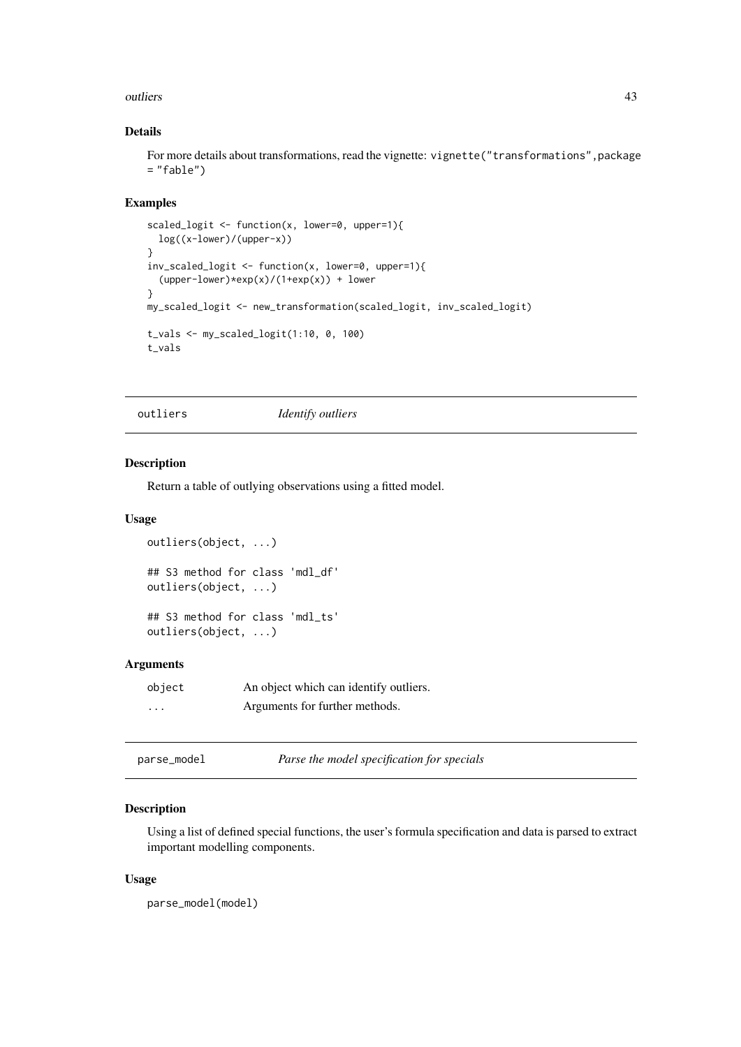## Details

For more details about transformations, read the vignette: `vignette("transformations",package = "fable")`

## Examples

```
scaled_logit <- function(x, lower=0, upper=1){
  log((x-lower)/(upper-x))
}
inv_scaled_logit <- function(x, lower=0, upper=1){
  (upper-lower)*exp(x)/(1+exp(x)) + lower
}
my_scaled_logit <- new_transformation(scaled_logit, inv_scaled_logit)

t_vals <- my_scaled_logit(1:10, 0, 100)
t_vals
```

---

# outliers — *Identify outliers*

## Description

Return a table of outlying observations using a fitted model.

## Usage

```
outliers(object, ...)

## S3 method for class 'mdl_df'
outliers(object, ...)

## S3 method for class 'mdl_ts'
outliers(object, ...)
```

## Arguments

| | |
|---|---|
| `object` | An object which can identify outliers. |
| `...` | Arguments for further methods. |

---

# parse_model — *Parse the model specification for specials*

## Description

Using a list of defined special functions, the user's formula specification and data is parsed to extract important modelling components.

## Usage

```
parse_model(model)
```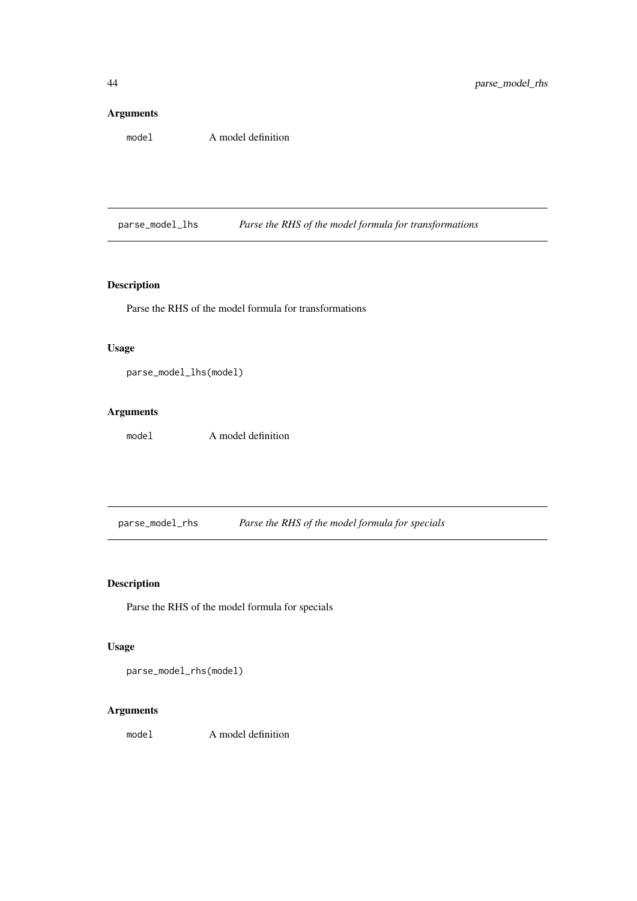### Arguments

| | |
|---|---|
| `model` | A model definition |

---

## parse_model_lhs — *Parse the RHS of the model formula for transformations*

### Description

Parse the RHS of the model formula for transformations

### Usage

```
parse_model_lhs(model)
```

### Arguments

| | |
|---|---|
| `model` | A model definition |

---

## parse_model_rhs — *Parse the RHS of the model formula for specials*

### Description

Parse the RHS of the model formula for specials

### Usage

```
parse_model_rhs(model)
```

### Arguments

| | |
|---|---|
| `model` | A model definition |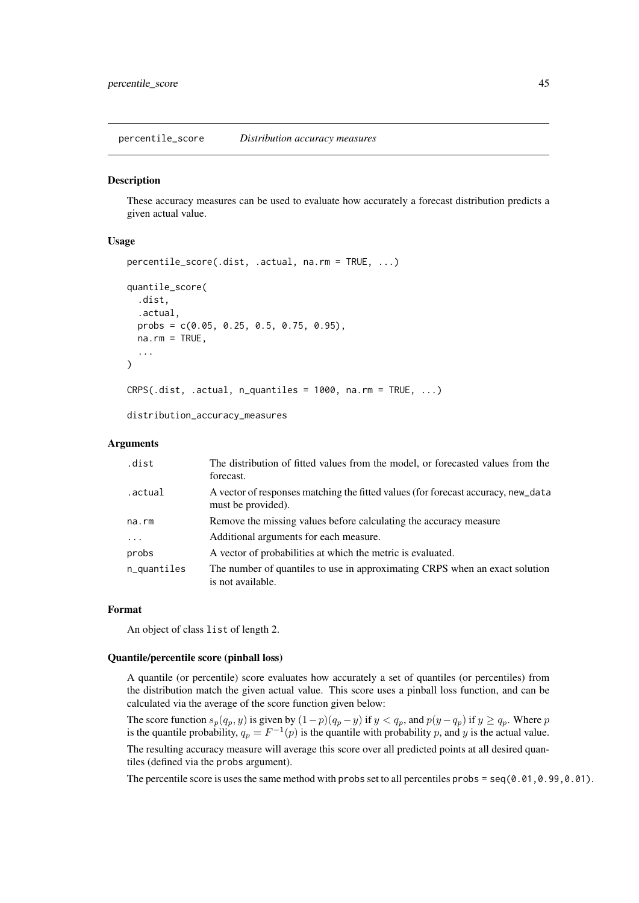## percentile_score *Distribution accuracy measures*

### Description

These accuracy measures can be used to evaluate how accurately a forecast distribution predicts a given actual value.

### Usage

```
percentile_score(.dist, .actual, na.rm = TRUE, ...)

quantile_score(
  .dist,
  .actual,
  probs = c(0.05, 0.25, 0.5, 0.75, 0.95),
  na.rm = TRUE,
  ...
)

CRPS(.dist, .actual, n_quantiles = 1000, na.rm = TRUE, ...)

distribution_accuracy_measures
```

### Arguments

| | |
|---|---|
| `.dist` | The distribution of fitted values from the model, or forecasted values from the forecast. |
| `.actual` | A vector of responses matching the fitted values (for forecast accuracy, `new_data` must be provided). |
| `na.rm` | Remove the missing values before calculating the accuracy measure |
| `...` | Additional arguments for each measure. |
| `probs` | A vector of probabilities at which the metric is evaluated. |
| `n_quantiles` | The number of quantiles to use in approximating CRPS when an exact solution is not available. |

### Format

An object of class `list` of length 2.

### Quantile/percentile score (pinball loss)

A quantile (or percentile) score evaluates how accurately a set of quantiles (or percentiles) from the distribution match the given actual value. This score uses a pinball loss function, and can be calculated via the average of the score function given below:

The score function $s_p(q_p, y)$ is given by $(1-p)(q_p - y)$ if $y < q_p$, and $p(y - q_p)$ if $y \geq q_p$. Where $p$ is the quantile probability, $q_p = F^{-1}(p)$ is the quantile with probability $p$, and $y$ is the actual value.

The resulting accuracy measure will average this score over all predicted points at all desired quantiles (defined via the `probs` argument).

The percentile score is uses the same method with `probs` set to all percentiles `probs = seq(0.01,0.99,0.01)`.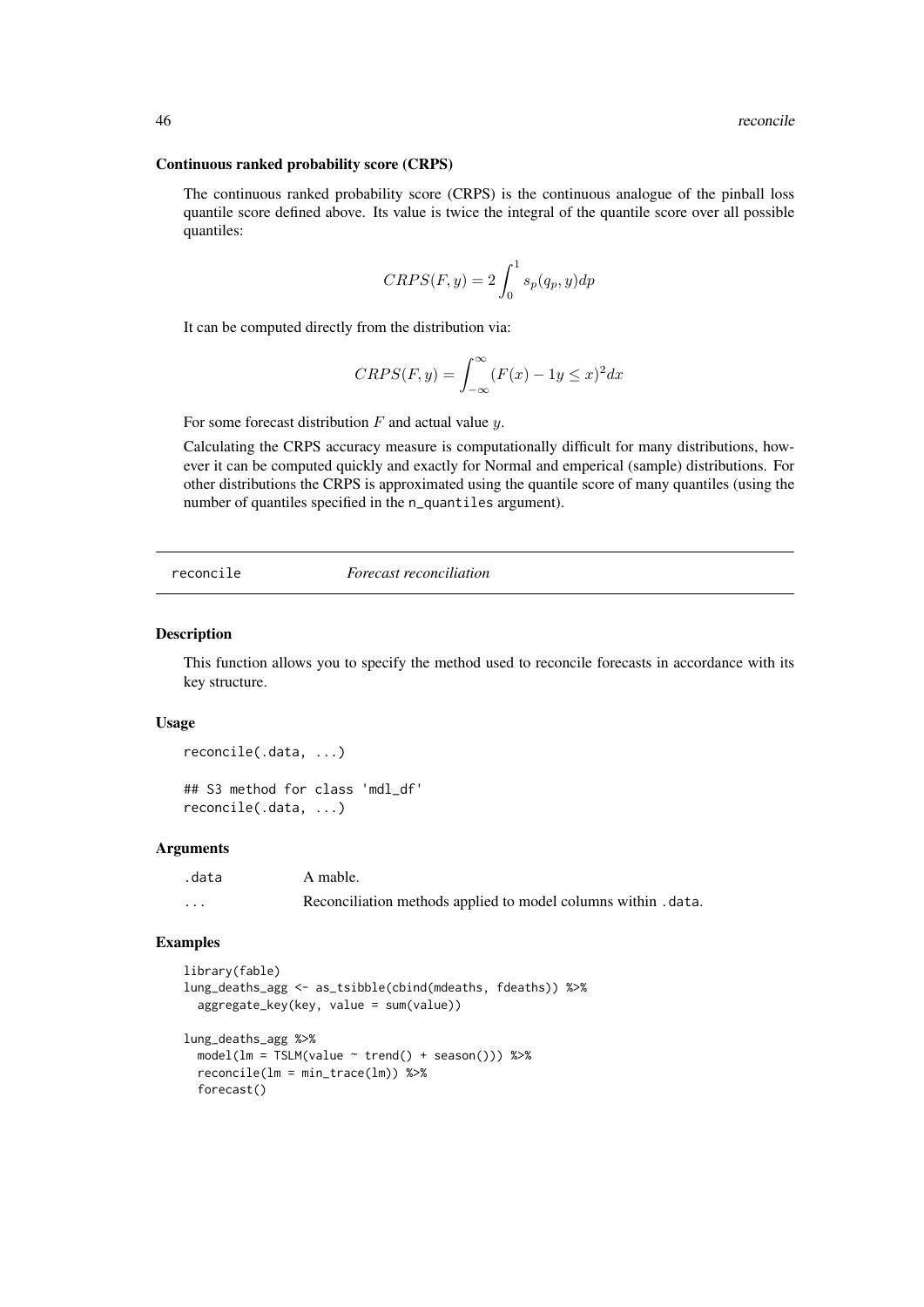### Continuous ranked probability score (CRPS)

The continuous ranked probability score (CRPS) is the continuous analogue of the pinball loss quantile score defined above. Its value is twice the integral of the quantile score over all possible quantiles:

$$CRPS(F, y) = 2 \int_0^1 s_p(q_p, y) dp$$

It can be computed directly from the distribution via:

$$CRPS(F, y) = \int_{-\infty}^{\infty} (F(x) - 1y \leq x)^2 dx$$

For some forecast distribution $F$ and actual value $y$.

Calculating the CRPS accuracy measure is computationally difficult for many distributions, however it can be computed quickly and exactly for Normal and emperical (sample) distributions. For other distributions the CRPS is approximated using the quantile score of many quantiles (using the number of quantiles specified in the `n_quantiles` argument).

---

## reconcile — *Forecast reconciliation*

### Description

This function allows you to specify the method used to reconcile forecasts in accordance with its key structure.

### Usage

```
reconcile(.data, ...)

## S3 method for class 'mdl_df'
reconcile(.data, ...)
```

### Arguments

| | |
|---|---|
| `.data` | A mable. |
| `...` | Reconciliation methods applied to model columns within `.data`. |

### Examples

```
library(fable)
lung_deaths_agg <- as_tsibble(cbind(mdeaths, fdeaths)) %>%
  aggregate_key(key, value = sum(value))

lung_deaths_agg %>%
  model(lm = TSLM(value ~ trend() + season())) %>%
  reconcile(lm = min_trace(lm)) %>%
  forecast()
```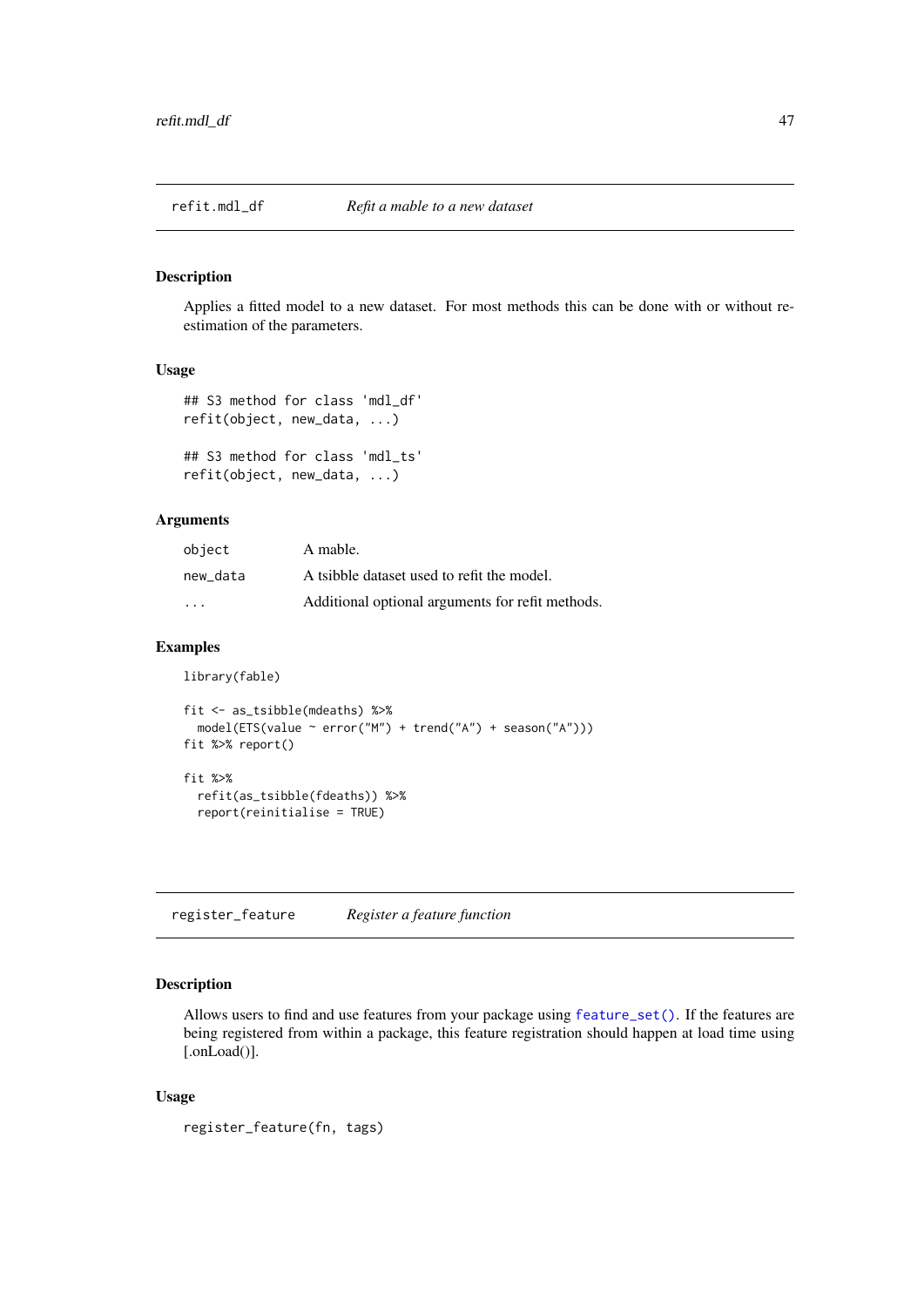## refit.mdl_df — *Refit a mable to a new dataset*

### Description

Applies a fitted model to a new dataset. For most methods this can be done with or without re-estimation of the parameters.

### Usage

```
## S3 method for class 'mdl_df'
refit(object, new_data, ...)

## S3 method for class 'mdl_ts'
refit(object, new_data, ...)
```

### Arguments

| | |
|---|---|
| object | A mable. |
| new_data | A tsibble dataset used to refit the model. |
| ... | Additional optional arguments for refit methods. |

### Examples

```
library(fable)

fit <- as_tsibble(mdeaths) %>%
  model(ETS(value ~ error("M") + trend("A") + season("A")))
fit %>% report()

fit %>%
  refit(as_tsibble(fdeaths)) %>%
  report(reinitialise = TRUE)
```

## register_feature — *Register a feature function*

### Description

Allows users to find and use features from your package using `feature_set()`. If the features are being registered from within a package, this feature registration should happen at load time using [.onLoad()].

### Usage

```
register_feature(fn, tags)
```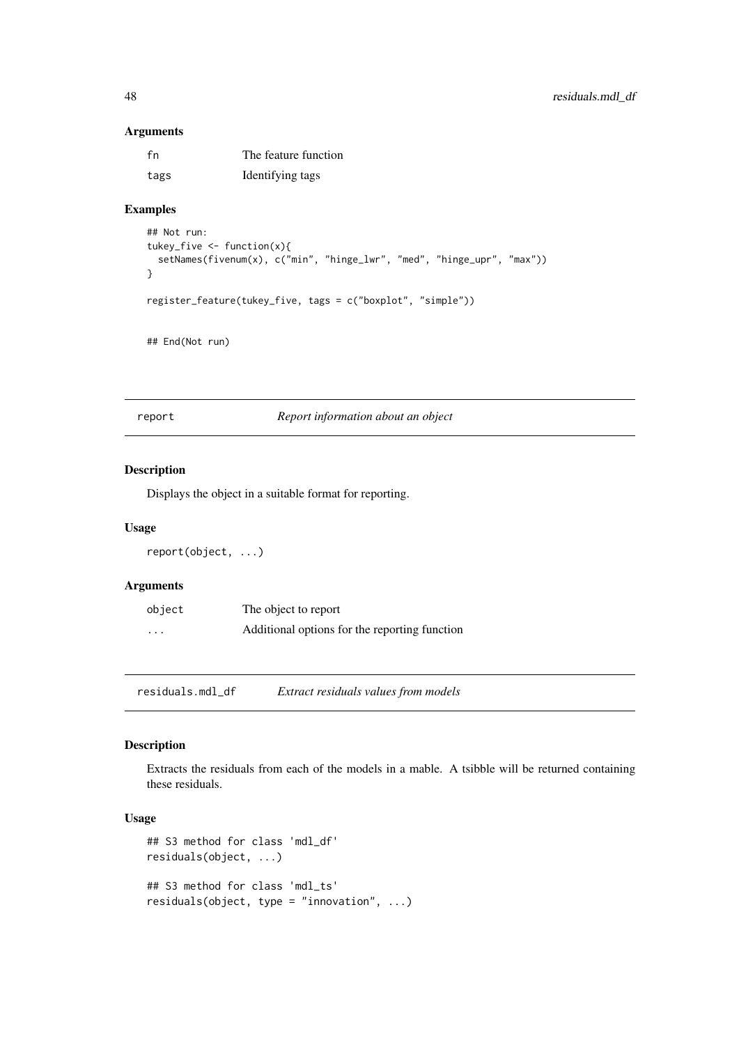### Arguments

| | |
|---|---|
| fn | The feature function |
| tags | Identifying tags |

### Examples

```
## Not run:
tukey_five <- function(x){
  setNames(fivenum(x), c("min", "hinge_lwr", "med", "hinge_upr", "max"))
}

register_feature(tukey_five, tags = c("boxplot", "simple"))


## End(Not run)
```

## report *Report information about an object*

### Description

Displays the object in a suitable format for reporting.

### Usage

```
report(object, ...)
```

### Arguments

| | |
|---|---|
| object | The object to report |
| ... | Additional options for the reporting function |

## residuals.mdl_df *Extract residuals values from models*

### Description

Extracts the residuals from each of the models in a mable. A tsibble will be returned containing these residuals.

### Usage

```
## S3 method for class 'mdl_df'
residuals(object, ...)

## S3 method for class 'mdl_ts'
residuals(object, type = "innovation", ...)
```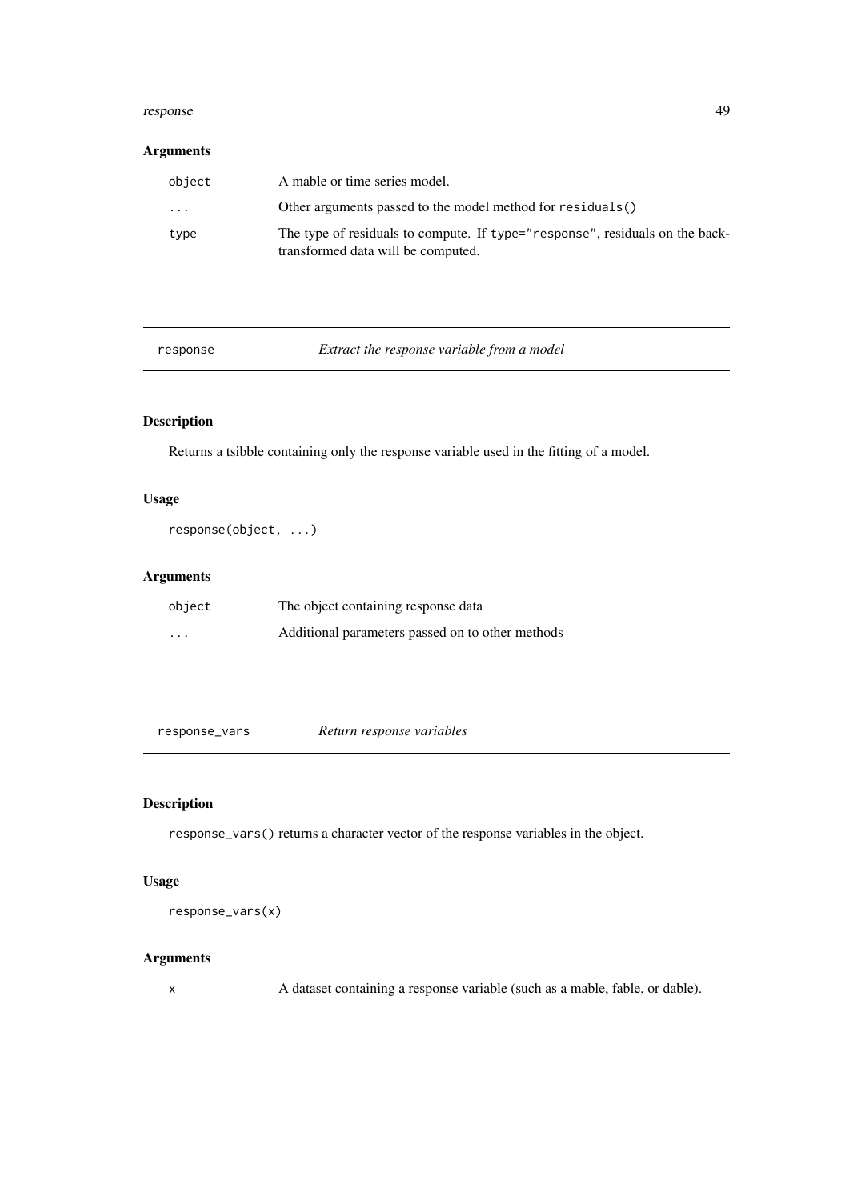### Arguments

| | |
|---|---|
| `object` | A mable or time series model. |
| `...` | Other arguments passed to the model method for `residuals()` |
| `type` | The type of residuals to compute. If `type="response"`, residuals on the back-transformed data will be computed. |

---

## response — *Extract the response variable from a model*

### Description

Returns a tsibble containing only the response variable used in the fitting of a model.

### Usage

```
response(object, ...)
```

### Arguments

| | |
|---|---|
| `object` | The object containing response data |
| `...` | Additional parameters passed on to other methods |

---

## response_vars — *Return response variables*

### Description

`response_vars()` returns a character vector of the response variables in the object.

### Usage

```
response_vars(x)
```

### Arguments

| | |
|---|---|
| `x` | A dataset containing a response variable (such as a mable, fable, or dable). |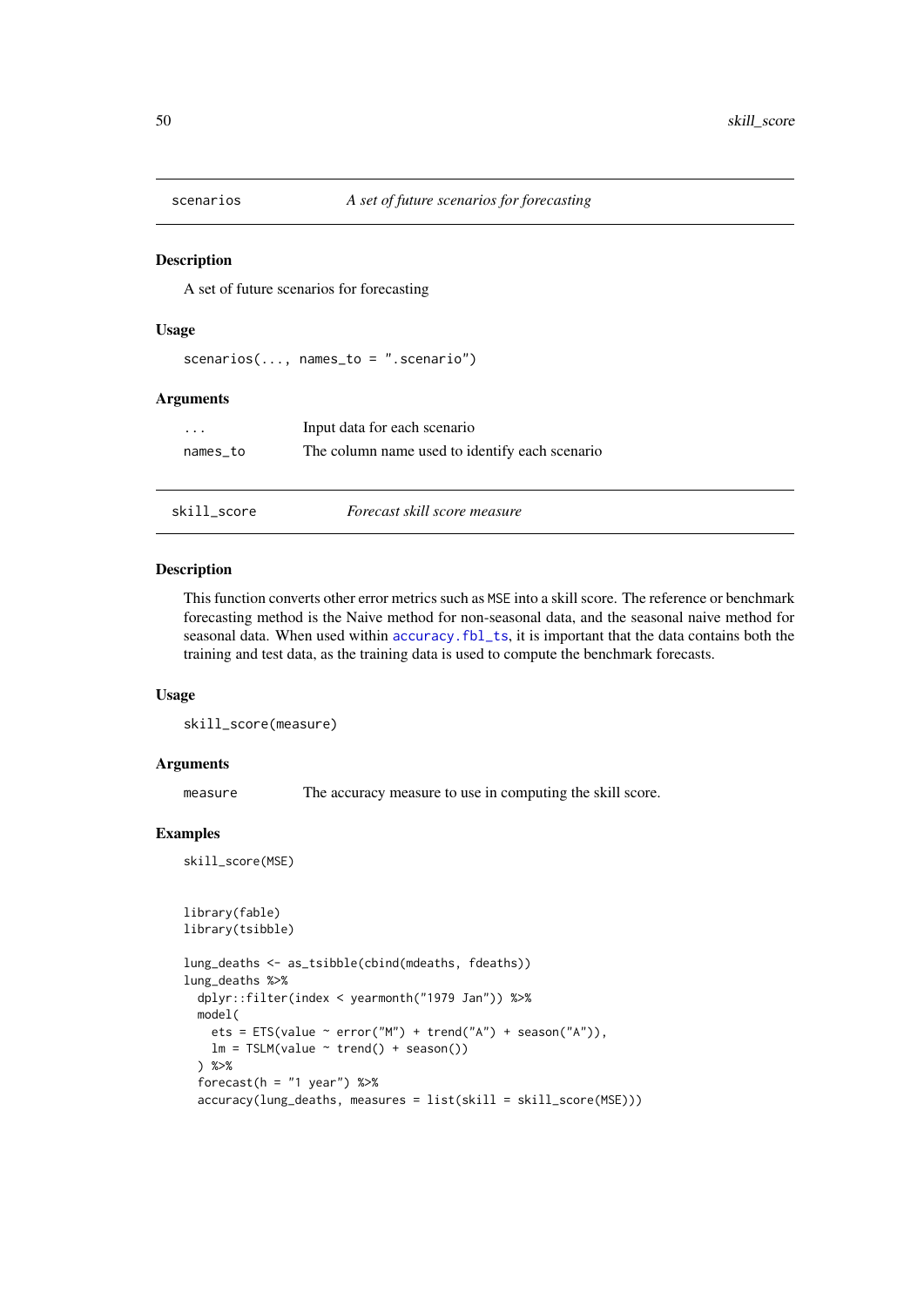## scenarios — *A set of future scenarios for forecasting*

### Description

A set of future scenarios for forecasting

### Usage

```
scenarios(..., names_to = ".scenario")
```

### Arguments

| | |
|---|---|
| ... | Input data for each scenario |
| names_to | The column name used to identify each scenario |

## skill_score — *Forecast skill score measure*

### Description

This function converts other error metrics such as MSE into a skill score. The reference or benchmark forecasting method is the Naive method for non-seasonal data, and the seasonal naive method for seasonal data. When used within accuracy.fbl_ts, it is important that the data contains both the training and test data, as the training data is used to compute the benchmark forecasts.

### Usage

```
skill_score(measure)
```

### Arguments

| | |
|---|---|
| measure | The accuracy measure to use in computing the skill score. |

### Examples

```
skill_score(MSE)


library(fable)
library(tsibble)

lung_deaths <- as_tsibble(cbind(mdeaths, fdeaths))
lung_deaths %>%
  dplyr::filter(index < yearmonth("1979 Jan")) %>%
  model(
    ets = ETS(value ~ error("M") + trend("A") + season("A")),
    lm = TSLM(value ~ trend() + season())
  ) %>%
  forecast(h = "1 year") %>%
  accuracy(lung_deaths, measures = list(skill = skill_score(MSE)))
```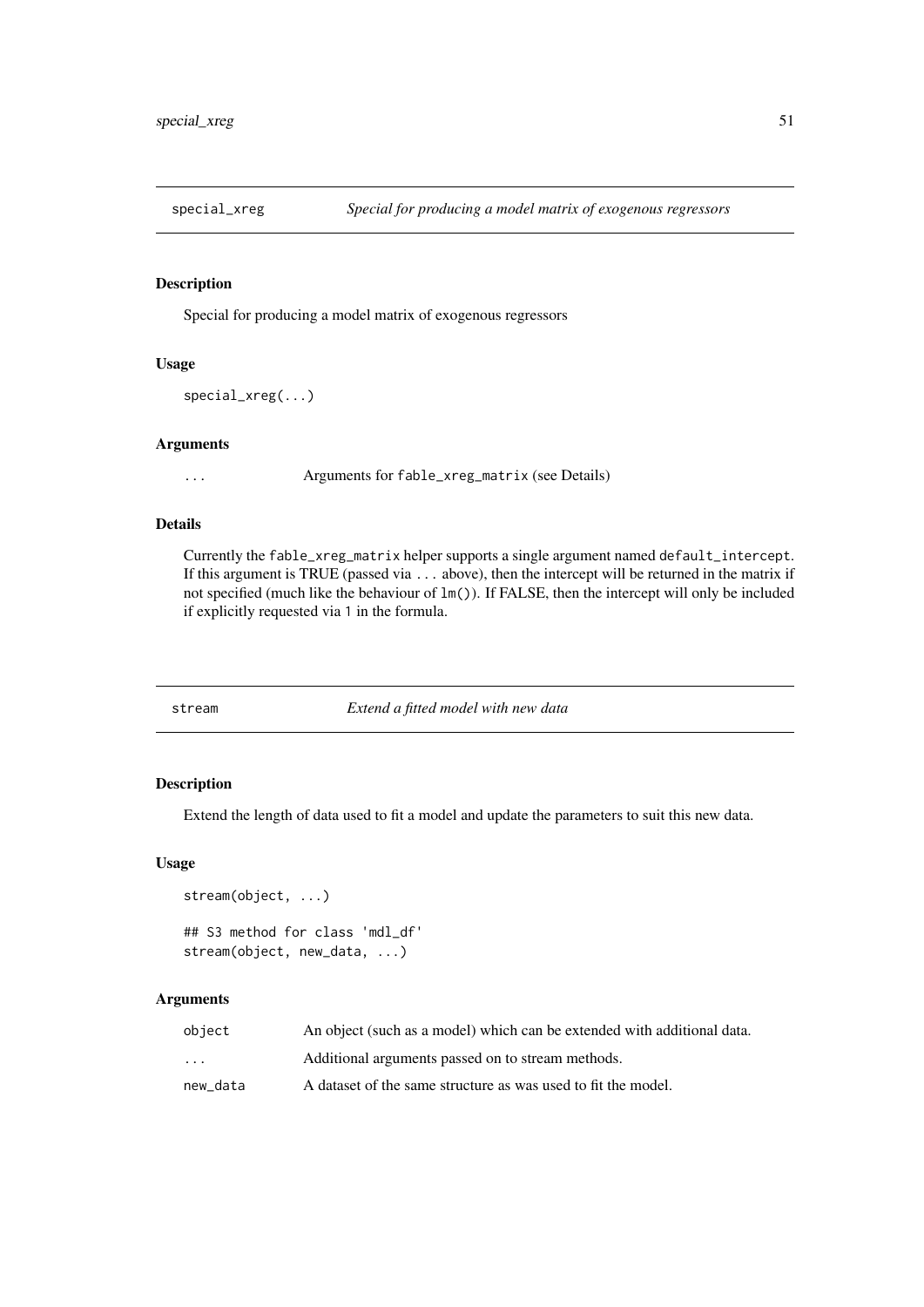## special_xreg — *Special for producing a model matrix of exogenous regressors*

### Description

Special for producing a model matrix of exogenous regressors

### Usage

```
special_xreg(...)
```

### Arguments

| | |
|---|---|
| `...` | Arguments for `fable_xreg_matrix` (see Details) |

### Details

Currently the `fable_xreg_matrix` helper supports a single argument named `default_intercept`. If this argument is TRUE (passed via `...` above), then the intercept will be returned in the matrix if not specified (much like the behaviour of `lm()`). If FALSE, then the intercept will only be included if explicitly requested via `1` in the formula.

## stream — *Extend a fitted model with new data*

### Description

Extend the length of data used to fit a model and update the parameters to suit this new data.

### Usage

```
stream(object, ...)

## S3 method for class 'mdl_df'
stream(object, new_data, ...)
```

### Arguments

| | |
|---|---|
| `object` | An object (such as a model) which can be extended with additional data. |
| `...` | Additional arguments passed on to stream methods. |
| `new_data` | A dataset of the same structure as was used to fit the model. |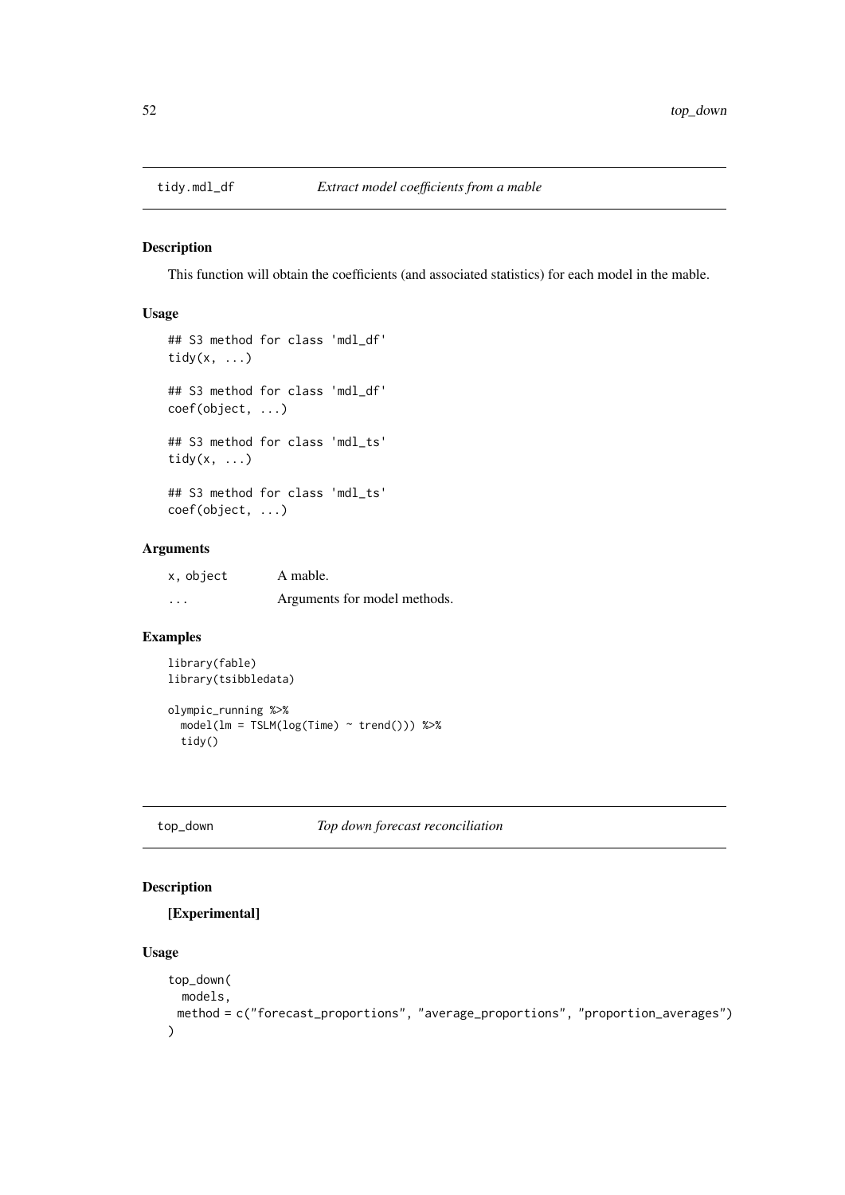## tidy.mdl_df *Extract model coefficients from a mable*

### Description

This function will obtain the coefficients (and associated statistics) for each model in the mable.

### Usage

```
## S3 method for class 'mdl_df'
tidy(x, ...)

## S3 method for class 'mdl_df'
coef(object, ...)

## S3 method for class 'mdl_ts'
tidy(x, ...)

## S3 method for class 'mdl_ts'
coef(object, ...)
```

### Arguments

| | |
|---|---|
| x, object | A mable. |
| ... | Arguments for model methods. |

### Examples

```
library(fable)
library(tsibbledata)

olympic_running %>%
  model(lm = TSLM(log(Time) ~ trend())) %>%
  tidy()
```

## top_down *Top down forecast reconciliation*

### Description

**[Experimental]**

### Usage

```
top_down(
  models,
  method = c("forecast_proportions", "average_proportions", "proportion_averages")
)
```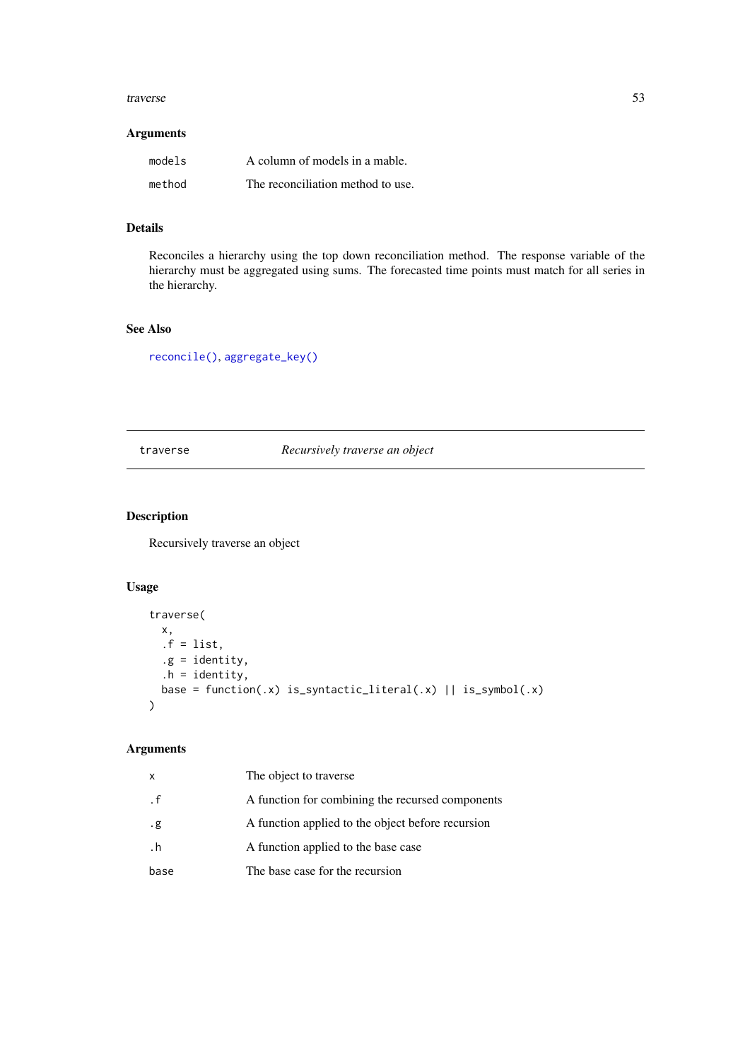### Arguments

| | |
|---|---|
| `models` | A column of models in a mable. |
| `method` | The reconciliation method to use. |

### Details

Reconciles a hierarchy using the top down reconciliation method. The response variable of the hierarchy must be aggregated using sums. The forecasted time points must match for all series in the hierarchy.

### See Also

`reconcile()`, `aggregate_key()`

---

## traverse — *Recursively traverse an object*

### Description

Recursively traverse an object

### Usage

```
traverse(
  x,
  .f = list,
  .g = identity,
  .h = identity,
  base = function(.x) is_syntactic_literal(.x) || is_symbol(.x)
)
```

### Arguments

| | |
|---|---|
| `x` | The object to traverse |
| `.f` | A function for combining the recursed components |
| `.g` | A function applied to the object before recursion |
| `.h` | A function applied to the base case |
| `base` | The base case for the recursion |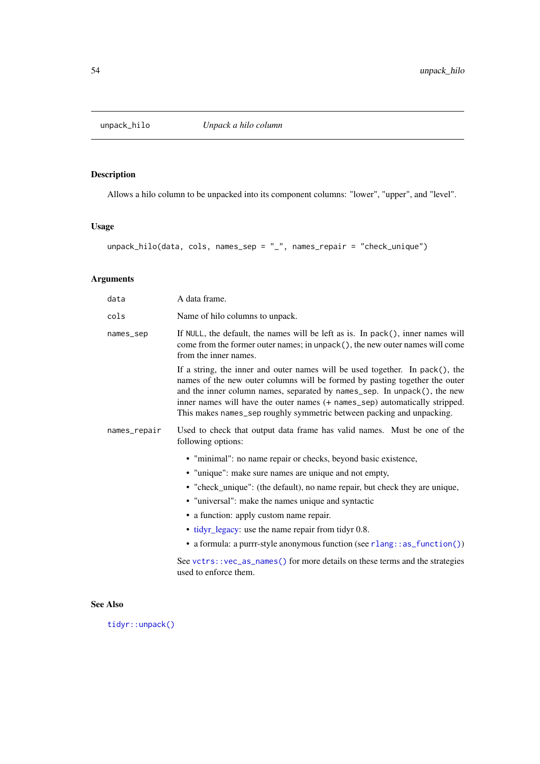## unpack_hilo — *Unpack a hilo column*

### Description

Allows a hilo column to be unpacked into its component columns: "lower", "upper", and "level".

### Usage

```
unpack_hilo(data, cols, names_sep = "_", names_repair = "check_unique")
```

### Arguments

- `data` — A data frame.
- `cols` — Name of hilo columns to unpack.
- `names_sep` — If `NULL`, the default, the names will be left as is. In `pack()`, inner names will come from the former outer names; in `unpack()`, the new outer names will come from the inner names.

  If a string, the inner and outer names will be used together. In `pack()`, the names of the new outer columns will be formed by pasting together the outer and the inner column names, separated by `names_sep`. In `unpack()`, the new inner names will have the outer names (+ `names_sep`) automatically stripped. This makes `names_sep` roughly symmetric between packing and unpacking.
- `names_repair` — Used to check that output data frame has valid names. Must be one of the following options:
  - "minimal": no name repair or checks, beyond basic existence,
  - "unique": make sure names are unique and not empty,
  - "check_unique": (the default), no name repair, but check they are unique,
  - "universal": make the names unique and syntactic
  - a function: apply custom name repair.
  - tidyr_legacy: use the name repair from tidyr 0.8.
  - a formula: a purrr-style anonymous function (see `rlang::as_function()`)

  See `vctrs::vec_as_names()` for more details on these terms and the strategies used to enforce them.

### See Also

`tidyr::unpack()`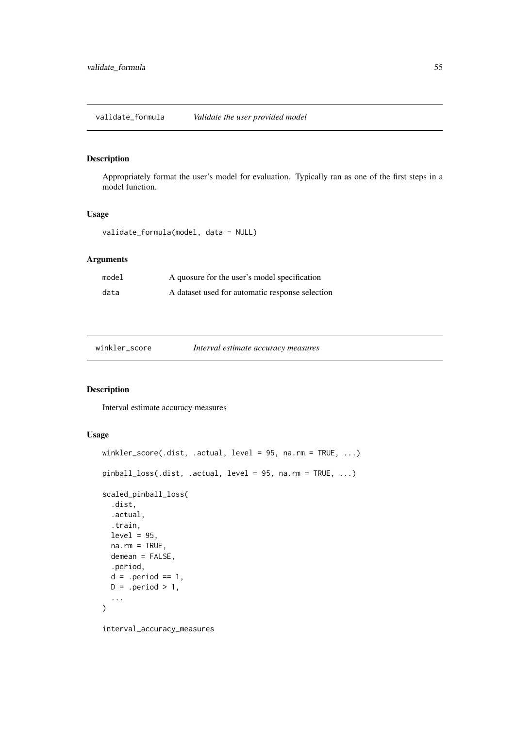## validate_formula — *Validate the user provided model*

### Description

Appropriately format the user's model for evaluation. Typically ran as one of the first steps in a model function.

### Usage

```
validate_formula(model, data = NULL)
```

### Arguments

| | |
|---|---|
| model | A quosure for the user's model specification |
| data | A dataset used for automatic response selection |

## winkler_score — *Interval estimate accuracy measures*

### Description

Interval estimate accuracy measures

### Usage

```
winkler_score(.dist, .actual, level = 95, na.rm = TRUE, ...)

pinball_loss(.dist, .actual, level = 95, na.rm = TRUE, ...)

scaled_pinball_loss(
  .dist,
  .actual,
  .train,
  level = 95,
  na.rm = TRUE,
  demean = FALSE,
  .period,
  d = .period == 1,
  D = .period > 1,
  ...
)

interval_accuracy_measures
```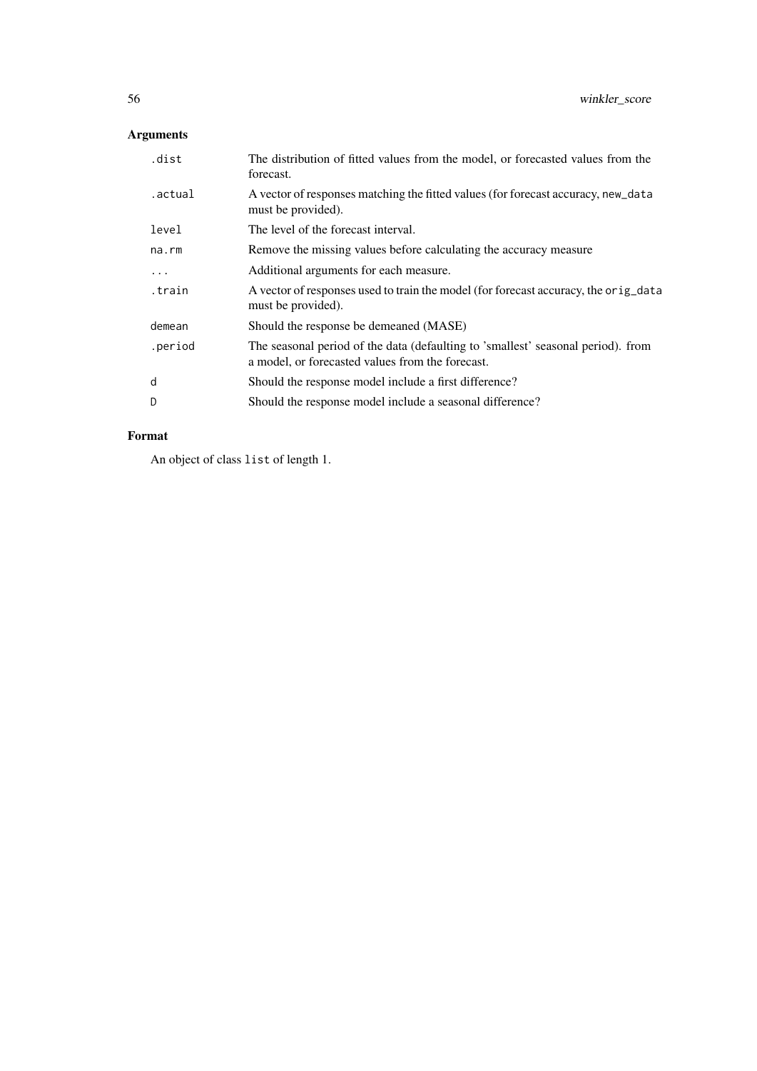## Arguments

| | |
|---|---|
| `.dist` | The distribution of fitted values from the model, or forecasted values from the forecast. |
| `.actual` | A vector of responses matching the fitted values (for forecast accuracy, `new_data` must be provided). |
| `level` | The level of the forecast interval. |
| `na.rm` | Remove the missing values before calculating the accuracy measure |
| `...` | Additional arguments for each measure. |
| `.train` | A vector of responses used to train the model (for forecast accuracy, the `orig_data` must be provided). |
| `demean` | Should the response be demeaned (MASE) |
| `.period` | The seasonal period of the data (defaulting to 'smallest' seasonal period). from a model, or forecasted values from the forecast. |
| `d` | Should the response model include a first difference? |
| `D` | Should the response model include a seasonal difference? |

## Format

An object of class `list` of length 1.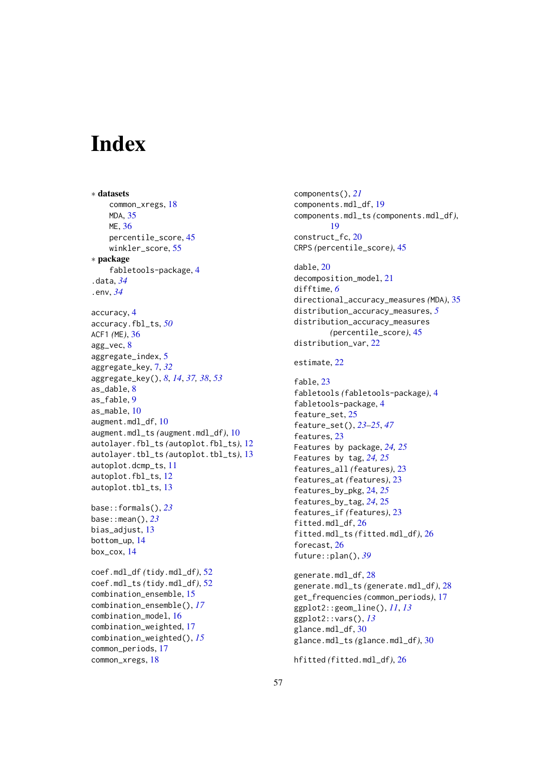# Index

∗ **datasets**
  common_xregs, 18
  MDA, 35
  ME, 36
  percentile_score, 45
  winkler_score, 55

∗ **package**
  fabletools-package, 4

.data, *34*
.env, *34*

accuracy, 4
accuracy.fbl_ts, *50*
ACF1 *(ME)*, 36
agg_vec, 8
aggregate_index, 5
aggregate_key, 7, *32*
aggregate_key(), *8*, *14*, *37*, *38*, *53*
as_dable, 8
as_fable, 9
as_mable, 10
augment.mdl_df, 10
augment.mdl_ts *(augment.mdl_df)*, 10
autolayer.fbl_ts *(autoplot.fbl_ts)*, 12
autolayer.tbl_ts *(autoplot.tbl_ts)*, 13
autoplot.dcmp_ts, 11
autoplot.fbl_ts, 12
autoplot.tbl_ts, 13

base::formals(), *23*
base::mean(), *23*
bias_adjust, 13
bottom_up, 14
box_cox, 14

coef.mdl_df *(tidy.mdl_df)*, 52
coef.mdl_ts *(tidy.mdl_df)*, 52
combination_ensemble, 15
combination_ensemble(), *17*
combination_model, 16
combination_weighted, 17
combination_weighted(), *15*
common_periods, 17
common_xregs, 18

components(), *21*
components.mdl_df, 19
components.mdl_ts *(components.mdl_df)*, 19
construct_fc, 20
CRPS *(percentile_score)*, 45

dable, 20
decomposition_model, 21
difftime, *6*
directional_accuracy_measures *(MDA)*, 35
distribution_accuracy_measures, *5*
distribution_accuracy_measures *(percentile_score)*, 45
distribution_var, 22

estimate, 22

fable, 23
fabletools *(fabletools-package)*, 4
fabletools-package, 4
feature_set, 25
feature_set(), *23–25*, *47*
features, 23
Features by package, *24*, *25*
Features by tag, *24*, *25*
features_all *(features)*, 23
features_at *(features)*, 23
features_by_pkg, 24, *25*
features_by_tag, *24*, 25
features_if *(features)*, 23
fitted.mdl_df, 26
fitted.mdl_ts *(fitted.mdl_df)*, 26
forecast, 26
future::plan(), *39*

generate.mdl_df, 28
generate.mdl_ts *(generate.mdl_df)*, 28
get_frequencies *(common_periods)*, 17
ggplot2::geom_line(), *11*, *13*
ggplot2::vars(), *13*
glance.mdl_df, 30
glance.mdl_ts *(glance.mdl_df)*, 30

hfitted *(fitted.mdl_df)*, 26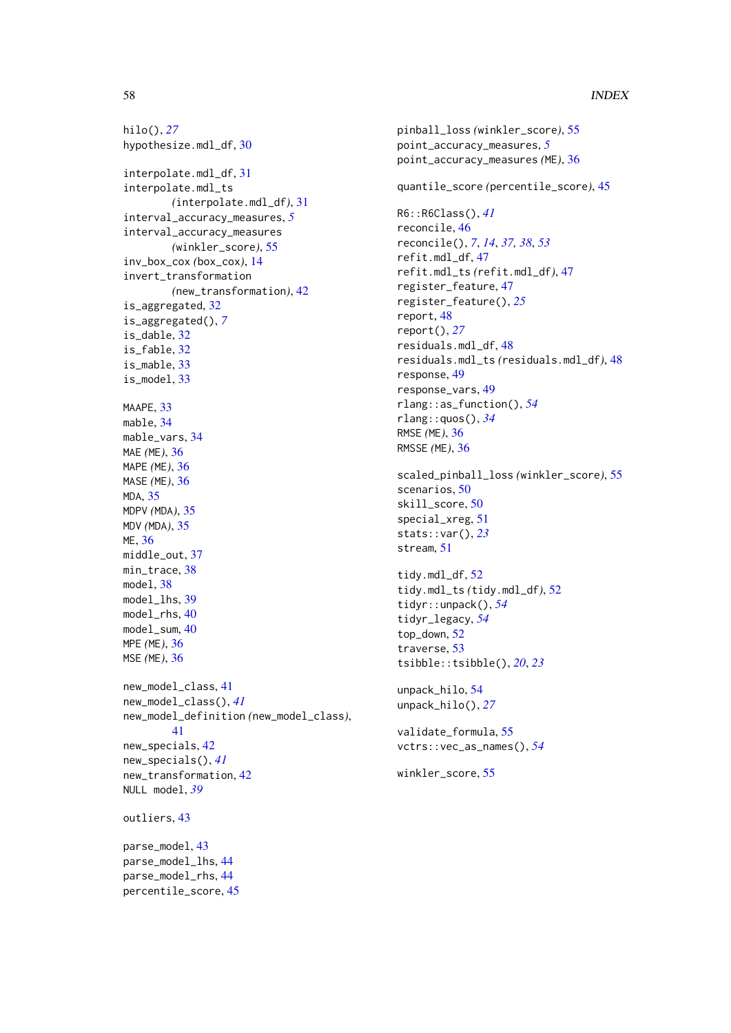hilo(), *27*
hypothesize.mdl_df, 30

interpolate.mdl_df, 31
interpolate.mdl_ts *(interpolate.mdl_df)*, 31
interval_accuracy_measures, *5*
interval_accuracy_measures *(winkler_score)*, 55
inv_box_cox *(box_cox)*, 14
invert_transformation *(new_transformation)*, 42
is_aggregated, 32
is_aggregated(), *7*
is_dable, 32
is_fable, 32
is_mable, 33
is_model, 33

MAAPE, 33
mable, 34
mable_vars, 34
MAE *(ME)*, 36
MAPE *(ME)*, 36
MASE *(ME)*, 36
MDA, 35
MDPV *(MDA)*, 35
MDV *(MDA)*, 35
ME, 36
middle_out, 37
min_trace, 38
model, 38
model_lhs, 39
model_rhs, 40
model_sum, 40
MPE *(ME)*, 36
MSE *(ME)*, 36

new_model_class, 41
new_model_class(), *41*
new_model_definition *(new_model_class)*, 41
new_specials, 42
new_specials(), *41*
new_transformation, 42
NULL model, *39*

outliers, 43

parse_model, 43
parse_model_lhs, 44
parse_model_rhs, 44
percentile_score, 45
pinball_loss *(winkler_score)*, 55
point_accuracy_measures, *5*
point_accuracy_measures *(ME)*, 36

quantile_score *(percentile_score)*, 45

R6::R6Class(), *41*
reconcile, 46
reconcile(), *7*, *14*, *37, 38*, *53*
refit.mdl_df, 47
refit.mdl_ts *(refit.mdl_df)*, 47
register_feature, 47
register_feature(), *25*
report, 48
report(), *27*
residuals.mdl_df, 48
residuals.mdl_ts *(residuals.mdl_df)*, 48
response, 49
response_vars, 49
rlang::as_function(), *54*
rlang::quos(), *34*
RMSE *(ME)*, 36
RMSSE *(ME)*, 36

scaled_pinball_loss *(winkler_score)*, 55
scenarios, 50
skill_score, 50
special_xreg, 51
stats::var(), *23*
stream, 51

tidy.mdl_df, 52
tidy.mdl_ts *(tidy.mdl_df)*, 52
tidyr::unpack(), *54*
tidyr_legacy, *54*
top_down, 52
traverse, 53
tsibble::tsibble(), *20*, *23*

unpack_hilo, 54
unpack_hilo(), *27*

validate_formula, 55
vctrs::vec_as_names(), *54*

winkler_score, 55